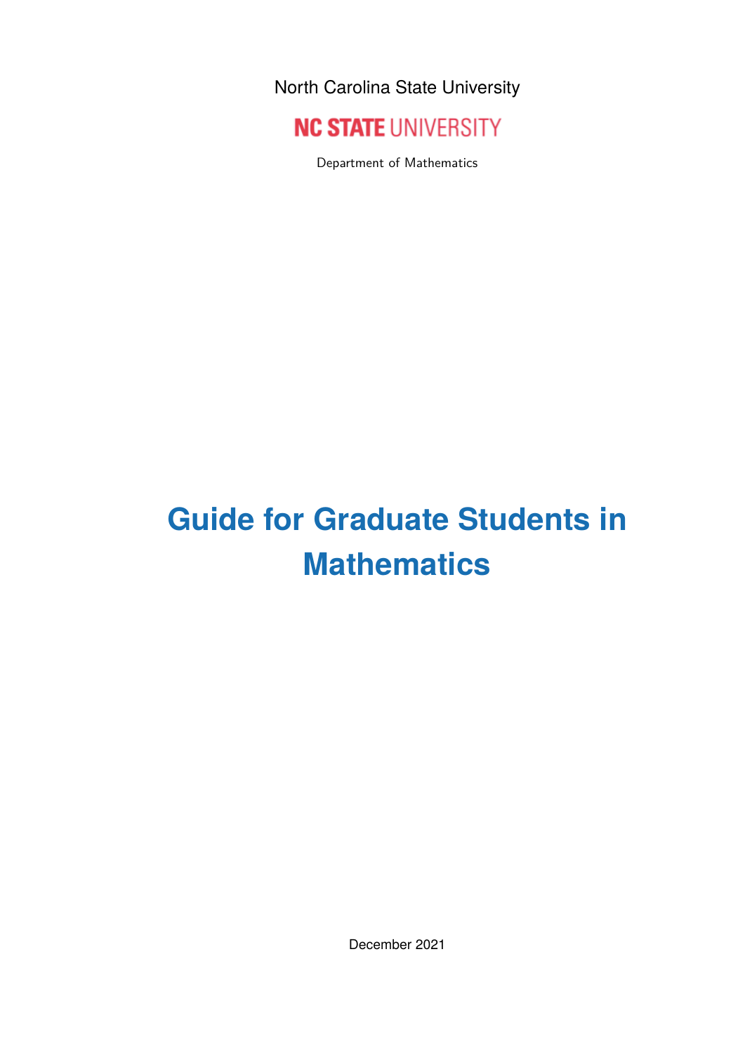North Carolina State University

NC STATE UNIVERSITY

Department of Mathematics

# Guide for Graduate Students in Mathematics

December 2021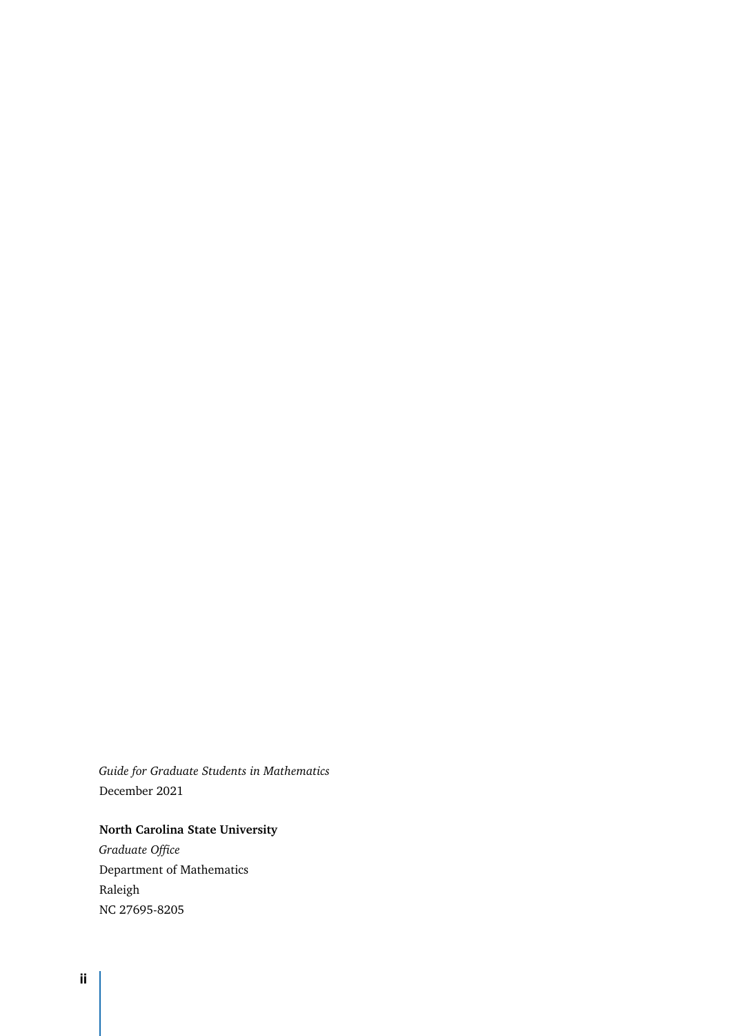*Guide for Graduate Students in Mathematics*
December 2021

**North Carolina State University**
*Graduate Office*
Department of Mathematics
Raleigh
NC 27695-8205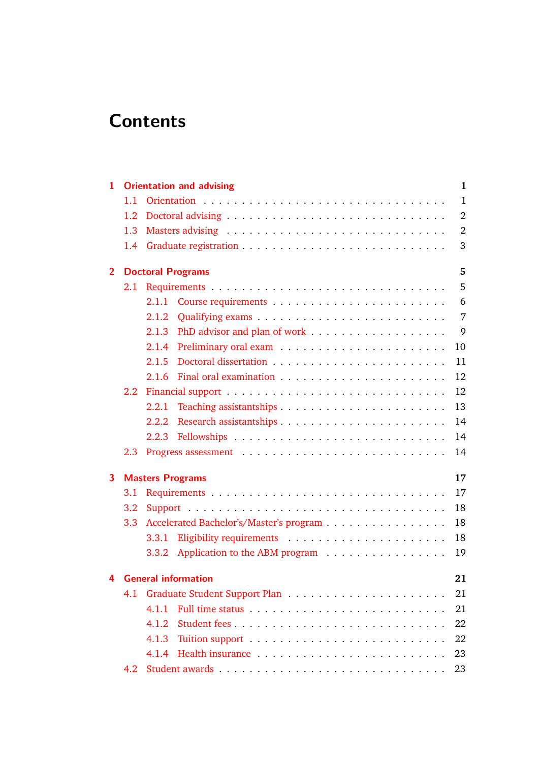# Contents

- **1 Orientation and advising** — 1
  - 1.1 Orientation — 1
  - 1.2 Doctoral advising — 2
  - 1.3 Masters advising — 2
  - 1.4 Graduate registration — 3
- **2 Doctoral Programs** — 5
  - 2.1 Requirements — 5
    - 2.1.1 Course requirements — 6
    - 2.1.2 Qualifying exams — 7
    - 2.1.3 PhD advisor and plan of work — 9
    - 2.1.4 Preliminary oral exam — 10
    - 2.1.5 Doctoral dissertation — 11
    - 2.1.6 Final oral examination — 12
  - 2.2 Financial support — 12
    - 2.2.1 Teaching assistantships — 13
    - 2.2.2 Research assistantships — 14
    - 2.2.3 Fellowships — 14
  - 2.3 Progress assessment — 14
- **3 Masters Programs** — 17
  - 3.1 Requirements — 17
  - 3.2 Support — 18
  - 3.3 Accelerated Bachelor's/Master's program — 18
    - 3.3.1 Eligibility requirements — 18
    - 3.3.2 Application to the ABM program — 19
- **4 General information** — 21
  - 4.1 Graduate Student Support Plan — 21
    - 4.1.1 Full time status — 21
    - 4.1.2 Student fees — 22
    - 4.1.3 Tuition support — 22
    - 4.1.4 Health insurance — 23
  - 4.2 Student awards — 23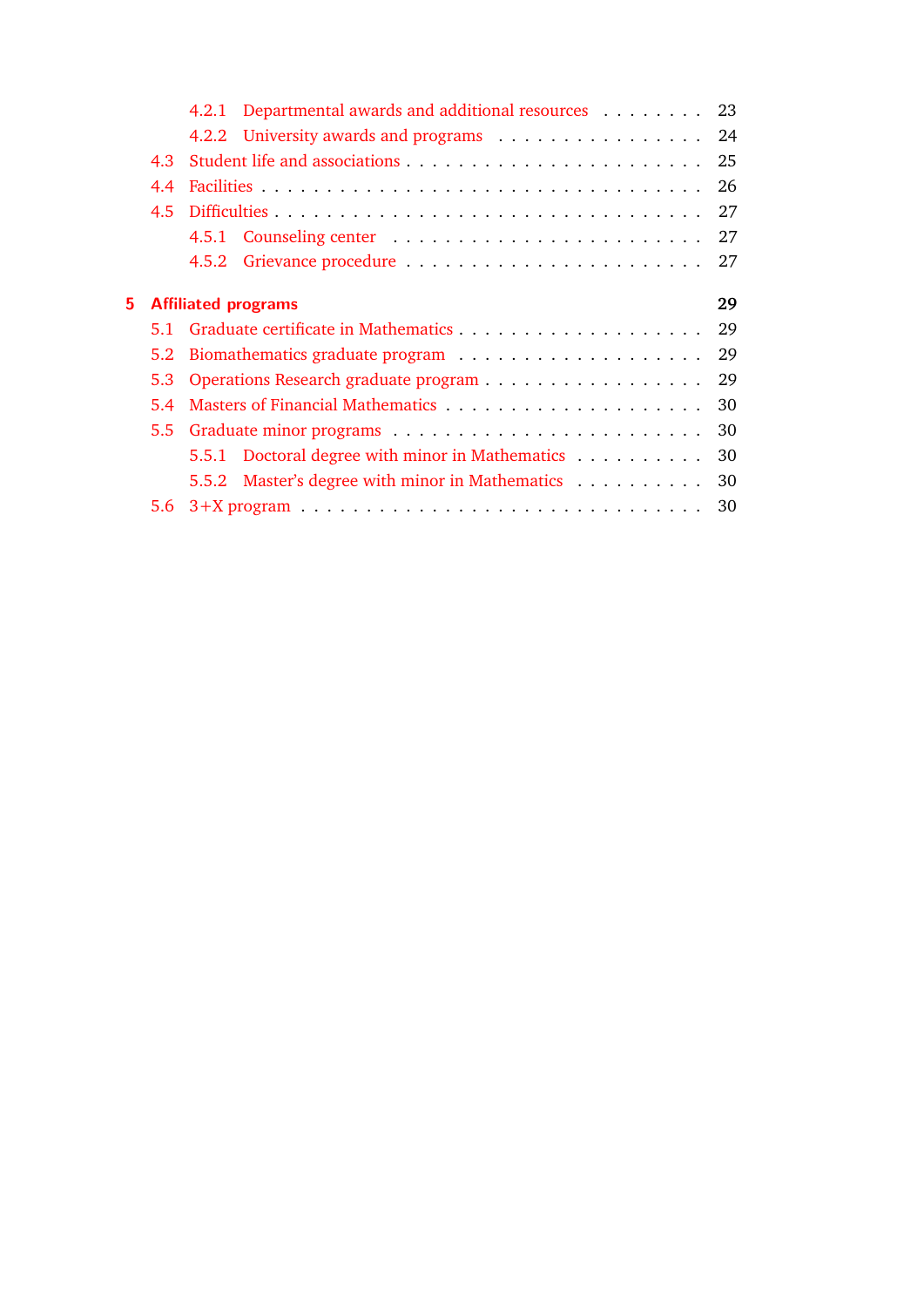- 4.2.1 Departmental awards and additional resources . . . . . . . . 23
- 4.2.2 University awards and programs . . . . . . . . . . . . . . . . 24
- 4.3 Student life and associations . . . . . . . . . . . . . . . . . . . . . . 25
- 4.4 Facilities . . . . . . . . . . . . . . . . . . . . . . . . . . . . . . . . 26
- 4.5 Difficulties . . . . . . . . . . . . . . . . . . . . . . . . . . . . . . . 27
  - 4.5.1 Counseling center . . . . . . . . . . . . . . . . . . . . . . . 27
  - 4.5.2 Grievance procedure . . . . . . . . . . . . . . . . . . . . . . 27

**5 Affiliated programs** **29**

- 5.1 Graduate certificate in Mathematics . . . . . . . . . . . . . . . . . . 29
- 5.2 Biomathematics graduate program . . . . . . . . . . . . . . . . . . 29
- 5.3 Operations Research graduate program . . . . . . . . . . . . . . . . 29
- 5.4 Masters of Financial Mathematics . . . . . . . . . . . . . . . . . . . 30
- 5.5 Graduate minor programs . . . . . . . . . . . . . . . . . . . . . . . 30
  - 5.5.1 Doctoral degree with minor in Mathematics . . . . . . . . . . 30
  - 5.5.2 Master's degree with minor in Mathematics . . . . . . . . . . 30
- 5.6 3+X program . . . . . . . . . . . . . . . . . . . . . . . . . . . . . . 30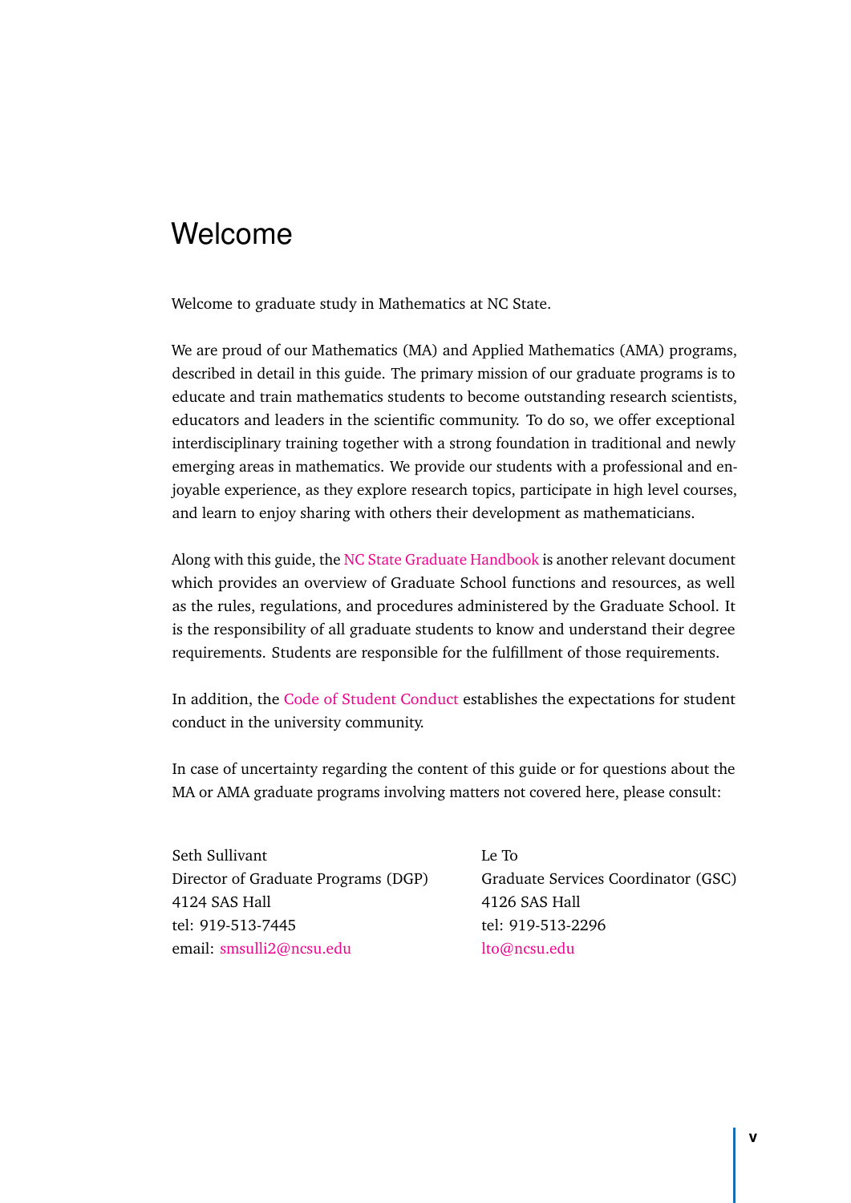# Welcome

Welcome to graduate study in Mathematics at NC State.

We are proud of our Mathematics (MA) and Applied Mathematics (AMA) programs, described in detail in this guide. The primary mission of our graduate programs is to educate and train mathematics students to become outstanding research scientists, educators and leaders in the scientific community. To do so, we offer exceptional interdisciplinary training together with a strong foundation in traditional and newly emerging areas in mathematics. We provide our students with a professional and enjoyable experience, as they explore research topics, participate in high level courses, and learn to enjoy sharing with others their development as mathematicians.

Along with this guide, the NC State Graduate Handbook is another relevant document which provides an overview of Graduate School functions and resources, as well as the rules, regulations, and procedures administered by the Graduate School. It is the responsibility of all graduate students to know and understand their degree requirements. Students are responsible for the fulfillment of those requirements.

In addition, the Code of Student Conduct establishes the expectations for student conduct in the university community.

In case of uncertainty regarding the content of this guide or for questions about the MA or AMA graduate programs involving matters not covered here, please consult:

Seth Sullivant
Director of Graduate Programs (DGP)
4124 SAS Hall
tel: 919-513-7445
email: smsulli2@ncsu.edu

Le To
Graduate Services Coordinator (GSC)
4126 SAS Hall
tel: 919-513-2296
lto@ncsu.edu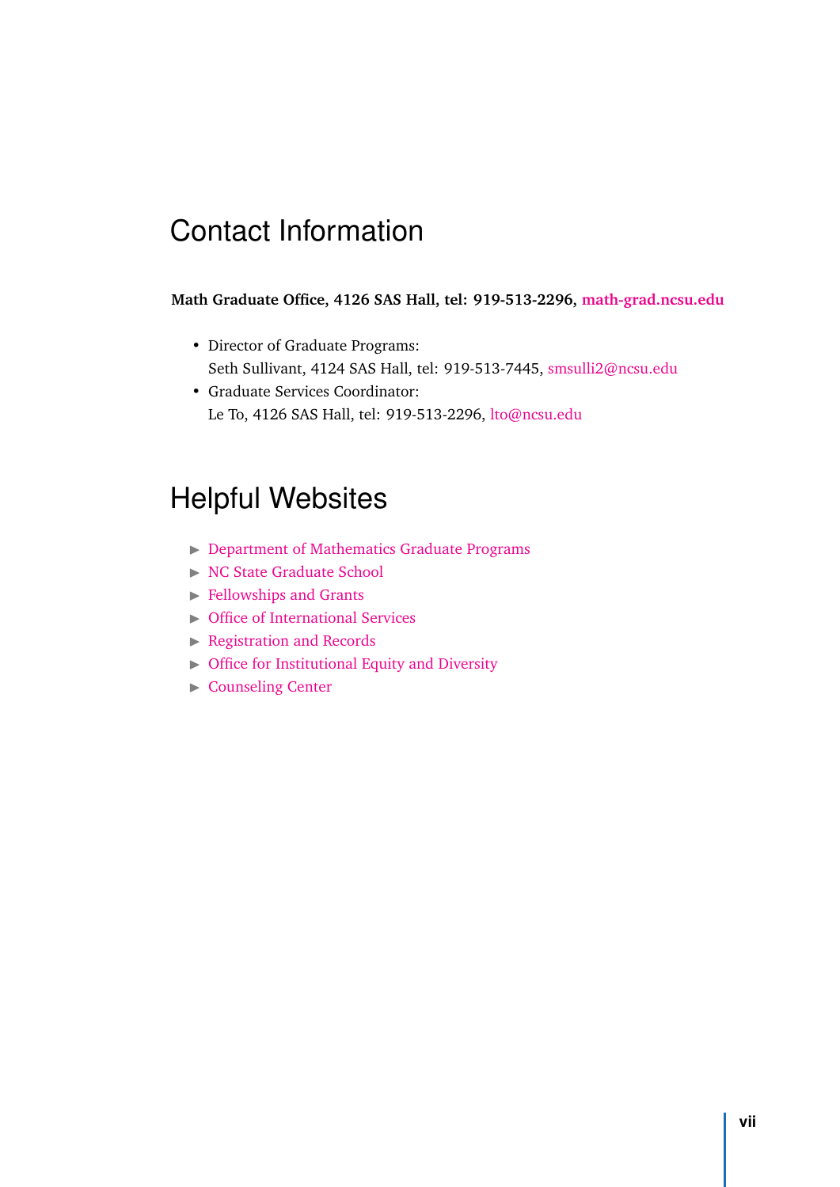# Contact Information

**Math Graduate Office, 4126 SAS Hall, tel: 919-513-2296, math-grad.ncsu.edu**

- Director of Graduate Programs:
  Seth Sullivant, 4124 SAS Hall, tel: 919-513-7445, smsulli2@ncsu.edu
- Graduate Services Coordinator:
  Le To, 4126 SAS Hall, tel: 919-513-2296, lto@ncsu.edu

# Helpful Websites

- Department of Mathematics Graduate Programs
- NC State Graduate School
- Fellowships and Grants
- Office of International Services
- Registration and Records
- Office for Institutional Equity and Diversity
- Counseling Center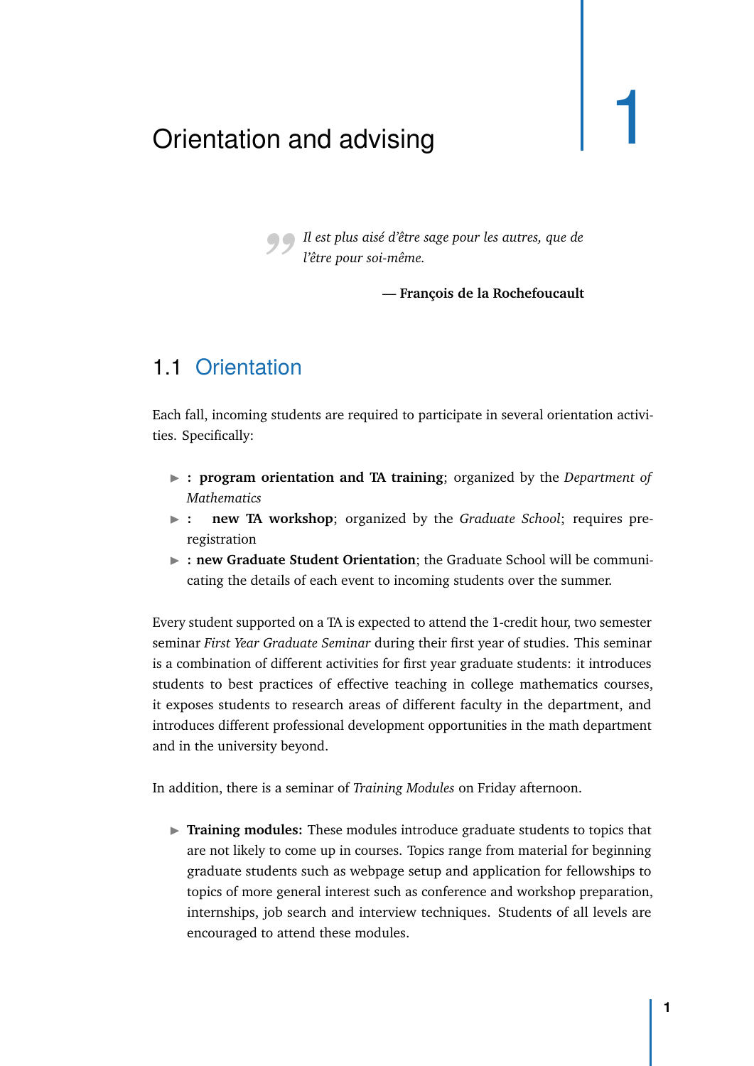# 1 Orientation and advising

> *Il est plus aisé d'être sage pour les autres, que de l'être pour soi-même.*
>
> — **François de la Rochefoucault**

## 1.1 Orientation

Each fall, incoming students are required to participate in several orientation activities. Specifically:

- **: program orientation and TA training**; organized by the *Department of Mathematics*
- **: new TA workshop**; organized by the *Graduate School*; requires preregistration
- **: new Graduate Student Orientation**; the Graduate School will be communicating the details of each event to incoming students over the summer.

Every student supported on a TA is expected to attend the 1-credit hour, two semester seminar *First Year Graduate Seminar* during their first year of studies. This seminar is a combination of different activities for first year graduate students: it introduces students to best practices of effective teaching in college mathematics courses, it exposes students to research areas of different faculty in the department, and introduces different professional development opportunities in the math department and in the university beyond.

In addition, there is a seminar of *Training Modules* on Friday afternoon.

- **Training modules:** These modules introduce graduate students to topics that are not likely to come up in courses. Topics range from material for beginning graduate students such as webpage setup and application for fellowships to topics of more general interest such as conference and workshop preparation, internships, job search and interview techniques. Students of all levels are encouraged to attend these modules.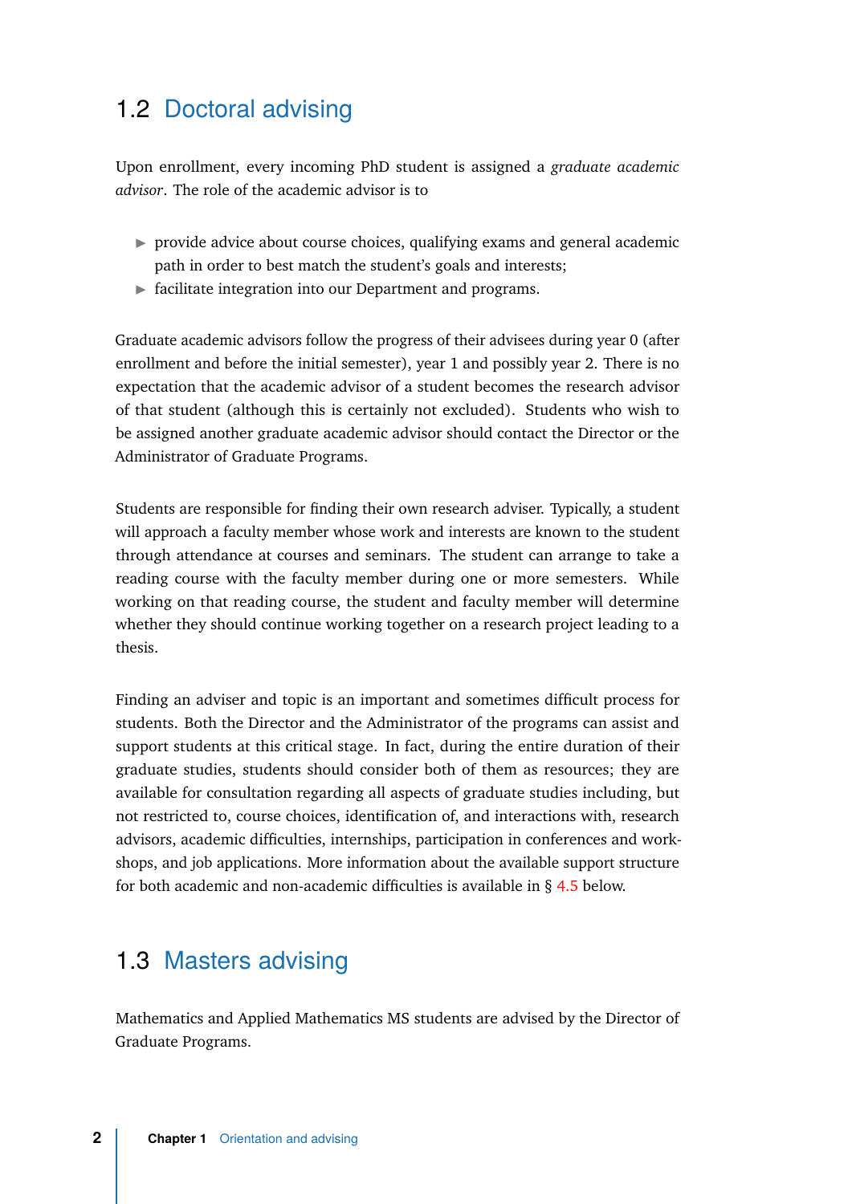## 1.2 Doctoral advising

Upon enrollment, every incoming PhD student is assigned a *graduate academic advisor*. The role of the academic advisor is to

- provide advice about course choices, qualifying exams and general academic path in order to best match the student's goals and interests;
- facilitate integration into our Department and programs.

Graduate academic advisors follow the progress of their advisees during year 0 (after enrollment and before the initial semester), year 1 and possibly year 2. There is no expectation that the academic advisor of a student becomes the research advisor of that student (although this is certainly not excluded). Students who wish to be assigned another graduate academic advisor should contact the Director or the Administrator of Graduate Programs.

Students are responsible for finding their own research adviser. Typically, a student will approach a faculty member whose work and interests are known to the student through attendance at courses and seminars. The student can arrange to take a reading course with the faculty member during one or more semesters. While working on that reading course, the student and faculty member will determine whether they should continue working together on a research project leading to a thesis.

Finding an adviser and topic is an important and sometimes difficult process for students. Both the Director and the Administrator of the programs can assist and support students at this critical stage. In fact, during the entire duration of their graduate studies, students should consider both of them as resources; they are available for consultation regarding all aspects of graduate studies including, but not restricted to, course choices, identification of, and interactions with, research advisors, academic difficulties, internships, participation in conferences and workshops, and job applications. More information about the available support structure for both academic and non-academic difficulties is available in § 4.5 below.

## 1.3 Masters advising

Mathematics and Applied Mathematics MS students are advised by the Director of Graduate Programs.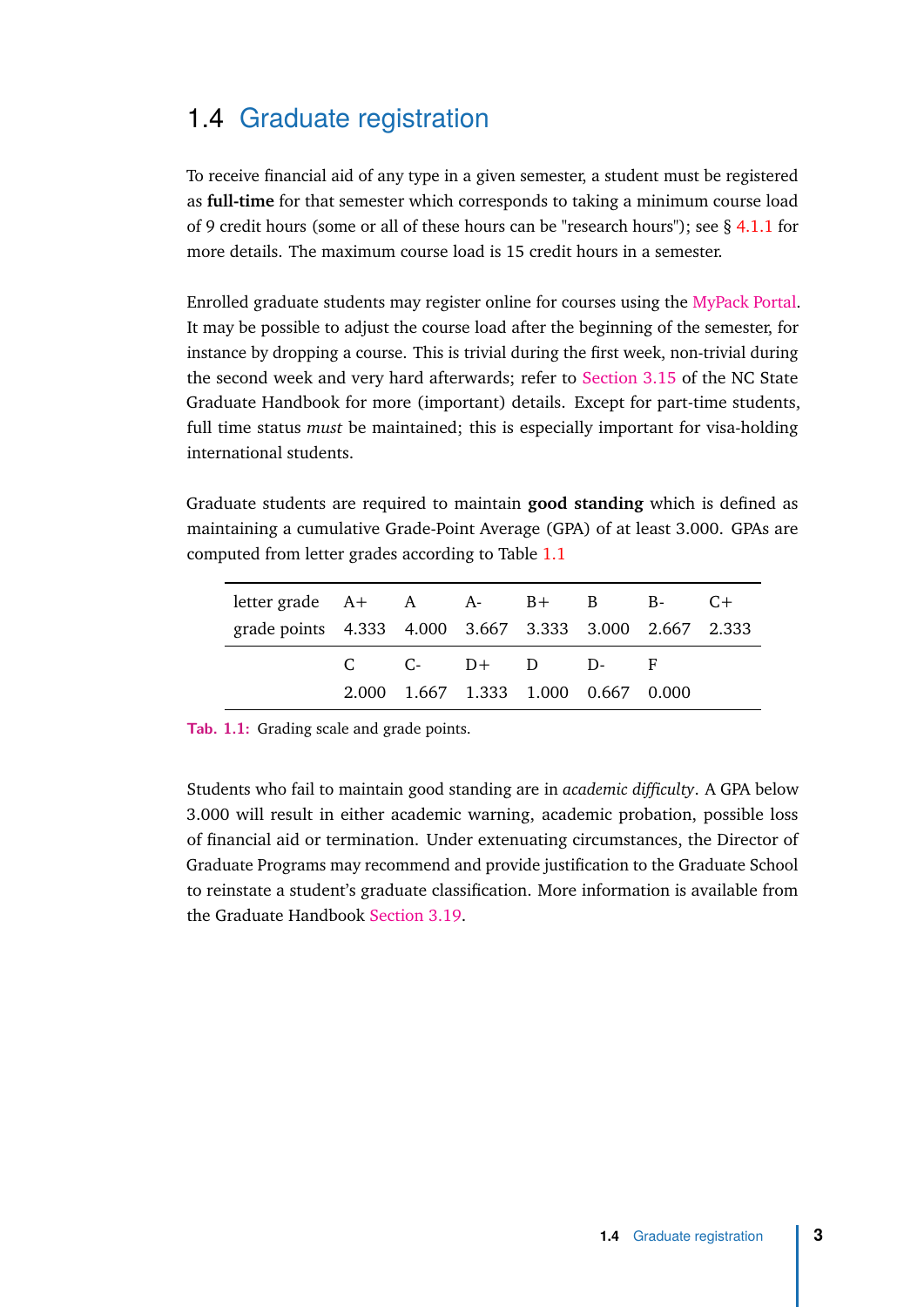## 1.4 Graduate registration

To receive financial aid of any type in a given semester, a student must be registered as **full-time** for that semester which corresponds to taking a minimum course load of 9 credit hours (some or all of these hours can be "research hours"); see § 4.1.1 for more details. The maximum course load is 15 credit hours in a semester.

Enrolled graduate students may register online for courses using the MyPack Portal. It may be possible to adjust the course load after the beginning of the semester, for instance by dropping a course. This is trivial during the first week, non-trivial during the second week and very hard afterwards; refer to Section 3.15 of the NC State Graduate Handbook for more (important) details. Except for part-time students, full time status *must* be maintained; this is especially important for visa-holding international students.

Graduate students are required to maintain **good standing** which is defined as maintaining a cumulative Grade-Point Average (GPA) of at least 3.000. GPAs are computed from letter grades according to Table 1.1

| letter grade | A+ | A | A- | B+ | B | B- | C+ |
|---|---|---|---|---|---|---|---|
| grade points | 4.333 | 4.000 | 3.667 | 3.333 | 3.000 | 2.667 | 2.333 |
| | C | C- | D+ | D | D- | F | |
| | 2.000 | 1.667 | 1.333 | 1.000 | 0.667 | 0.000 | |

**Tab. 1.1:** Grading scale and grade points.

Students who fail to maintain good standing are in *academic difficulty*. A GPA below 3.000 will result in either academic warning, academic probation, possible loss of financial aid or termination. Under extenuating circumstances, the Director of Graduate Programs may recommend and provide justification to the Graduate School to reinstate a student's graduate classification. More information is available from the Graduate Handbook Section 3.19.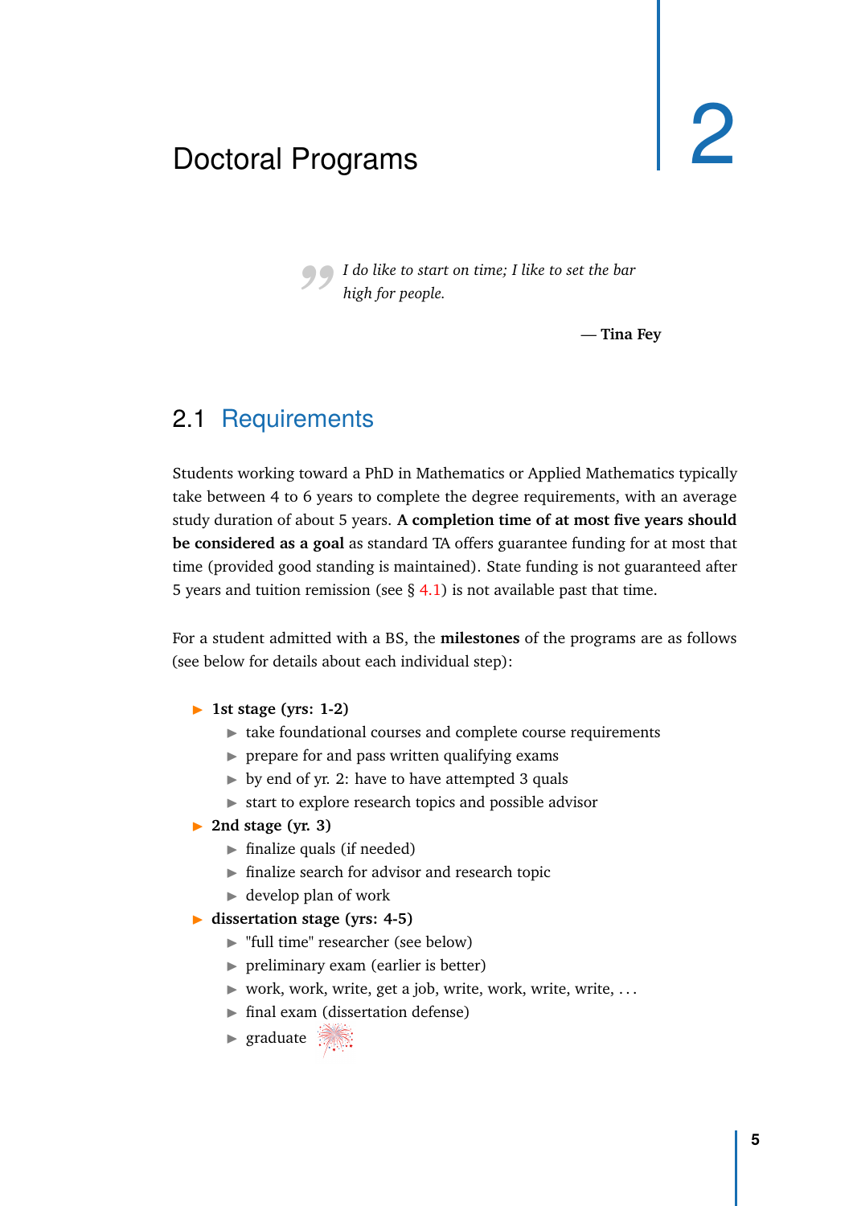# 2 Doctoral Programs

> *I do like to start on time; I like to set the bar high for people.*
>
> — **Tina Fey**

## 2.1 Requirements

Students working toward a PhD in Mathematics or Applied Mathematics typically take between 4 to 6 years to complete the degree requirements, with an average study duration of about 5 years. **A completion time of at most five years should be considered as a goal** as standard TA offers guarantee funding for at most that time (provided good standing is maintained). State funding is not guaranteed after 5 years and tuition remission (see § 4.1) is not available past that time.

For a student admitted with a BS, the **milestones** of the programs are as follows (see below for details about each individual step):

- **1st stage (yrs: 1-2)**
  - take foundational courses and complete course requirements
  - prepare for and pass written qualifying exams
  - by end of yr. 2: have to have attempted 3 quals
  - start to explore research topics and possible advisor
- **2nd stage (yr. 3)**
  - finalize quals (if needed)
  - finalize search for advisor and research topic
  - develop plan of work
- **dissertation stage (yrs: 4-5)**
  - "full time" researcher (see below)
  - preliminary exam (earlier is better)
  - work, work, write, get a job, write, work, write, write, ...
  - final exam (dissertation defense)
  - graduate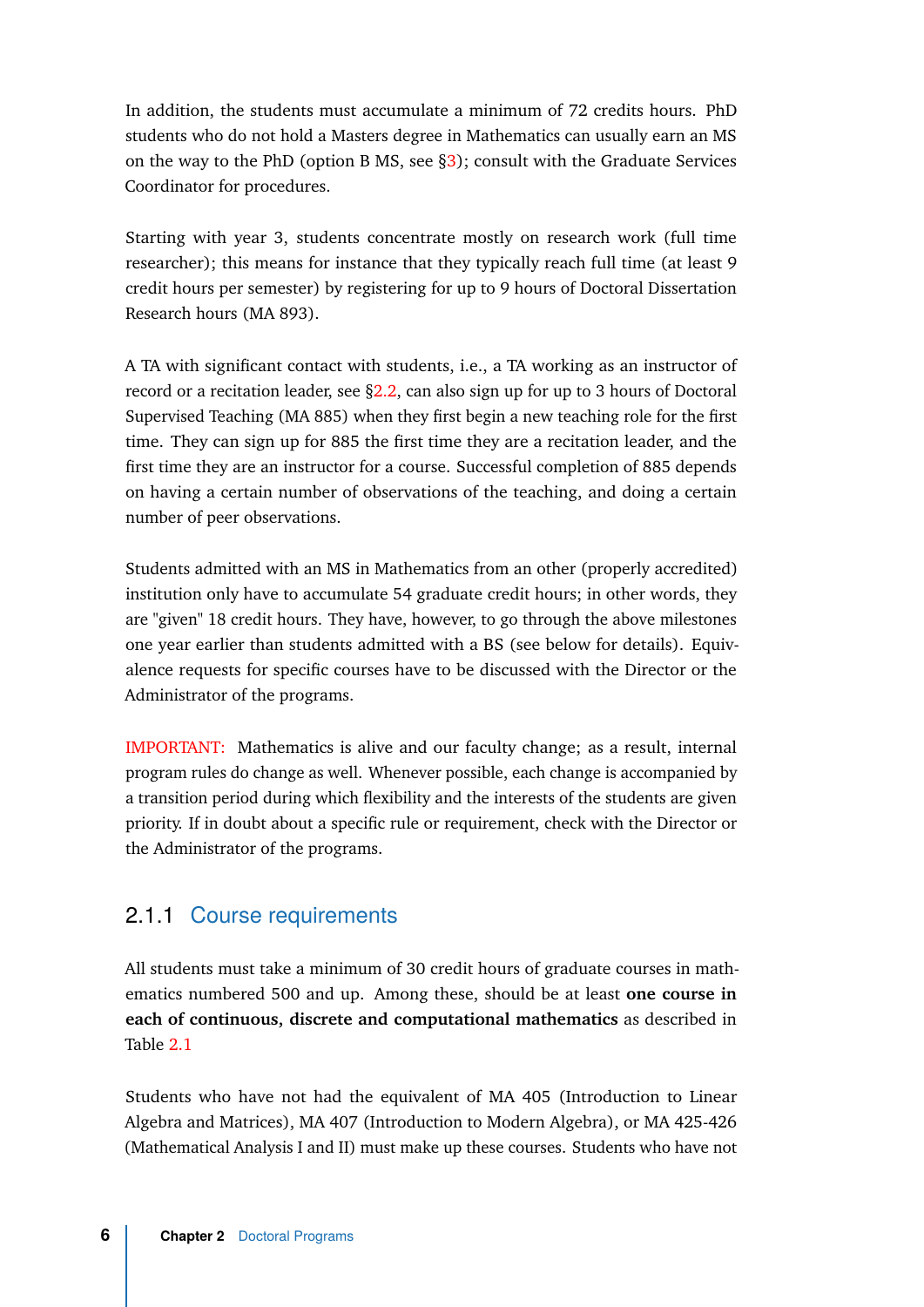In addition, the students must accumulate a minimum of 72 credits hours. PhD students who do not hold a Masters degree in Mathematics can usually earn an MS on the way to the PhD (option B MS, see §3); consult with the Graduate Services Coordinator for procedures.

Starting with year 3, students concentrate mostly on research work (full time researcher); this means for instance that they typically reach full time (at least 9 credit hours per semester) by registering for up to 9 hours of Doctoral Dissertation Research hours (MA 893).

A TA with significant contact with students, i.e., a TA working as an instructor of record or a recitation leader, see §2.2, can also sign up for up to 3 hours of Doctoral Supervised Teaching (MA 885) when they first begin a new teaching role for the first time. They can sign up for 885 the first time they are a recitation leader, and the first time they are an instructor for a course. Successful completion of 885 depends on having a certain number of observations of the teaching, and doing a certain number of peer observations.

Students admitted with an MS in Mathematics from an other (properly accredited) institution only have to accumulate 54 graduate credit hours; in other words, they are "given" 18 credit hours. They have, however, to go through the above milestones one year earlier than students admitted with a BS (see below for details). Equivalence requests for specific courses have to be discussed with the Director or the Administrator of the programs.

IMPORTANT: Mathematics is alive and our faculty change; as a result, internal program rules do change as well. Whenever possible, each change is accompanied by a transition period during which flexibility and the interests of the students are given priority. If in doubt about a specific rule or requirement, check with the Director or the Administrator of the programs.

### 2.1.1 Course requirements

All students must take a minimum of 30 credit hours of graduate courses in mathematics numbered 500 and up. Among these, should be at least **one course in each of continuous, discrete and computational mathematics** as described in Table 2.1

Students who have not had the equivalent of MA 405 (Introduction to Linear Algebra and Matrices), MA 407 (Introduction to Modern Algebra), or MA 425-426 (Mathematical Analysis I and II) must make up these courses. Students who have not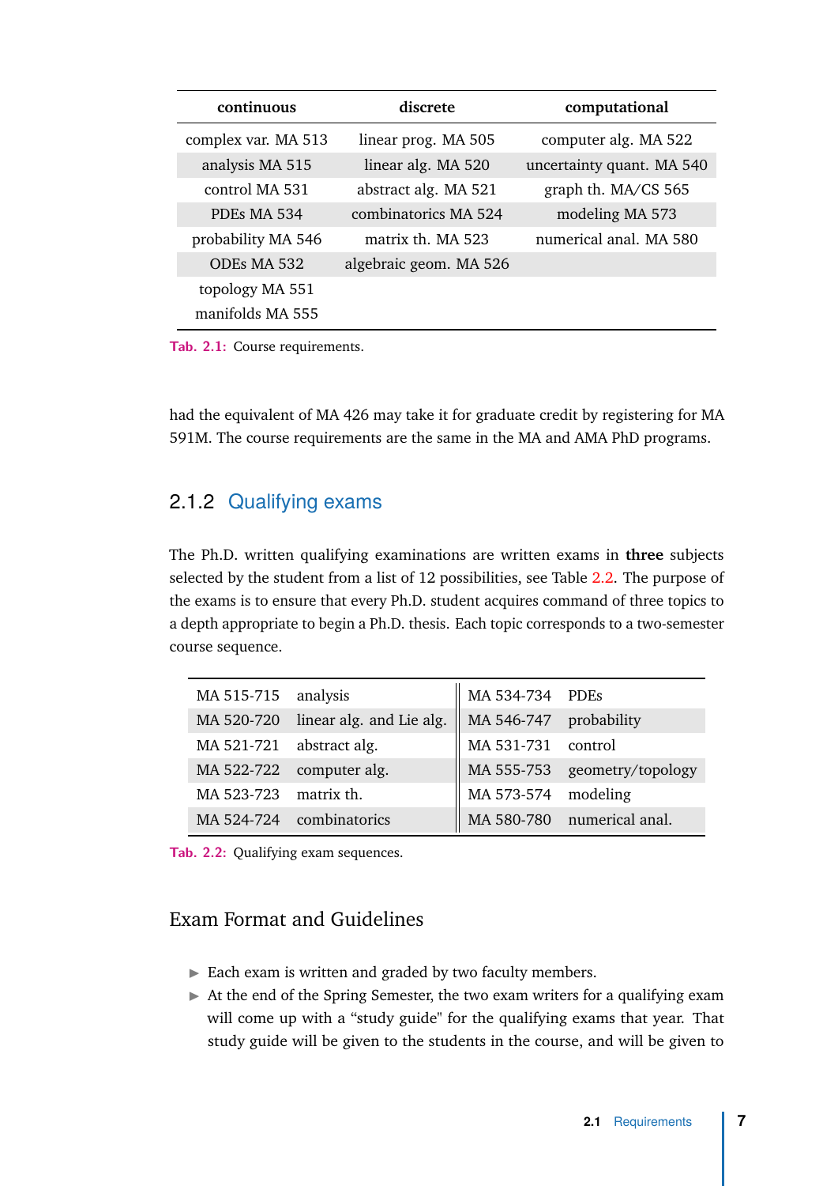| continuous | discrete | computational |
|---|---|---|
| complex var. MA 513 | linear prog. MA 505 | computer alg. MA 522 |
| analysis MA 515 | linear alg. MA 520 | uncertainty quant. MA 540 |
| control MA 531 | abstract alg. MA 521 | graph th. MA/CS 565 |
| PDEs MA 534 | combinatorics MA 524 | modeling MA 573 |
| probability MA 546 | matrix th. MA 523 | numerical anal. MA 580 |
| ODEs MA 532 | algebraic geom. MA 526 | |
| topology MA 551 | | |
| manifolds MA 555 | | |

Tab. 2.1: Course requirements.

had the equivalent of MA 426 may take it for graduate credit by registering for MA 591M. The course requirements are the same in the MA and AMA PhD programs.

### 2.1.2 Qualifying exams

The Ph.D. written qualifying examinations are written exams in **three** subjects selected by the student from a list of 12 possibilities, see Table 2.2. The purpose of the exams is to ensure that every Ph.D. student acquires command of three topics to a depth appropriate to begin a Ph.D. thesis. Each topic corresponds to a two-semester course sequence.

| | | | |
|---|---|---|---|
| MA 515-715 | analysis | MA 534-734 | PDEs |
| MA 520-720 | linear alg. and Lie alg. | MA 546-747 | probability |
| MA 521-721 | abstract alg. | MA 531-731 | control |
| MA 522-722 | computer alg. | MA 555-753 | geometry/topology |
| MA 523-723 | matrix th. | MA 573-574 | modeling |
| MA 524-724 | combinatorics | MA 580-780 | numerical anal. |

Tab. 2.2: Qualifying exam sequences.

#### Exam Format and Guidelines

- Each exam is written and graded by two faculty members.
- At the end of the Spring Semester, the two exam writers for a qualifying exam will come up with a "study guide" for the qualifying exams that year. That study guide will be given to the students in the course, and will be given to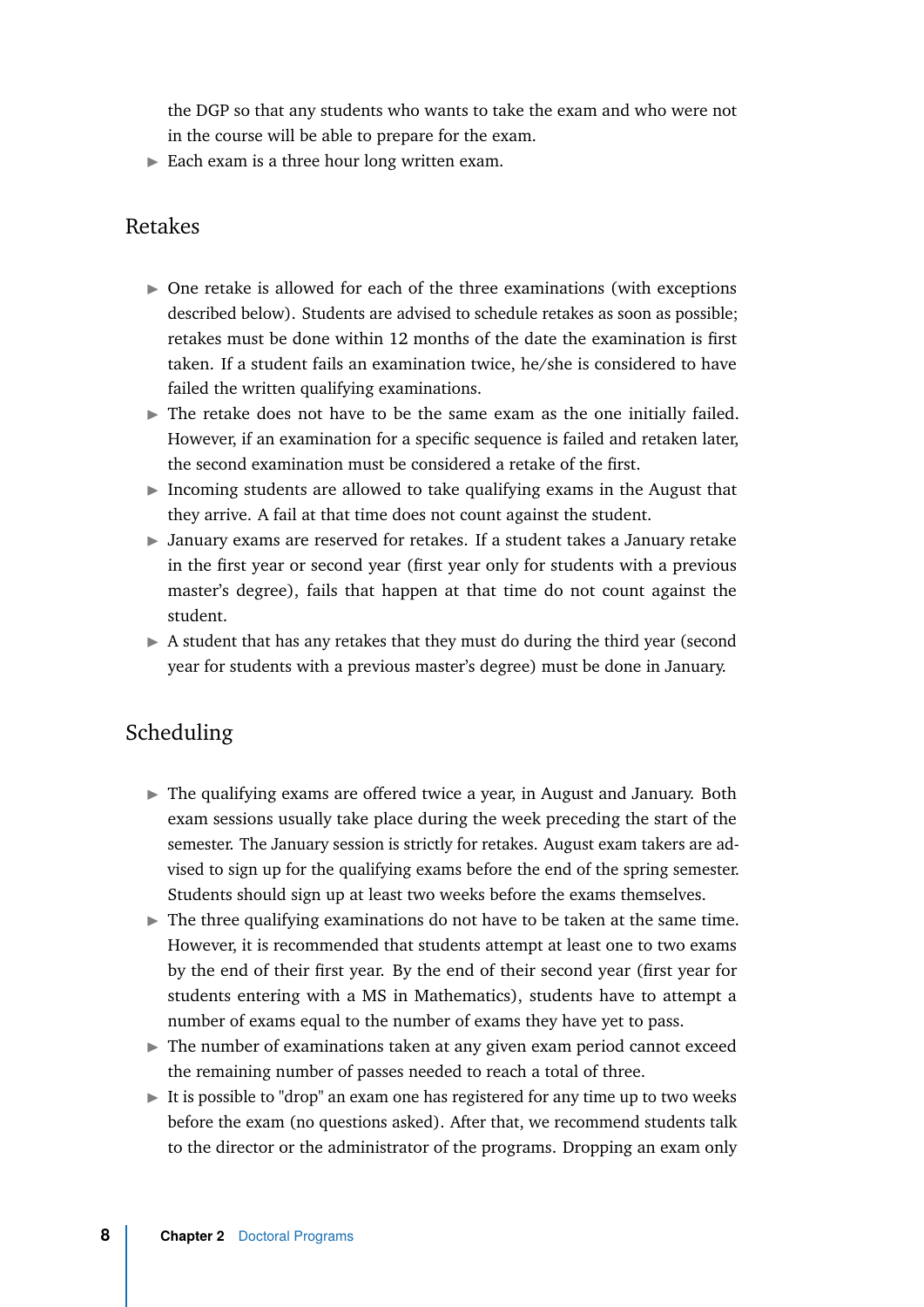the DGP so that any students who wants to take the exam and who were not in the course will be able to prepare for the exam.

- Each exam is a three hour long written exam.

## Retakes

- One retake is allowed for each of the three examinations (with exceptions described below). Students are advised to schedule retakes as soon as possible; retakes must be done within 12 months of the date the examination is first taken. If a student fails an examination twice, he/she is considered to have failed the written qualifying examinations.
- The retake does not have to be the same exam as the one initially failed. However, if an examination for a specific sequence is failed and retaken later, the second examination must be considered a retake of the first.
- Incoming students are allowed to take qualifying exams in the August that they arrive. A fail at that time does not count against the student.
- January exams are reserved for retakes. If a student takes a January retake in the first year or second year (first year only for students with a previous master's degree), fails that happen at that time do not count against the student.
- A student that has any retakes that they must do during the third year (second year for students with a previous master's degree) must be done in January.

## Scheduling

- The qualifying exams are offered twice a year, in August and January. Both exam sessions usually take place during the week preceding the start of the semester. The January session is strictly for retakes. August exam takers are advised to sign up for the qualifying exams before the end of the spring semester. Students should sign up at least two weeks before the exams themselves.
- The three qualifying examinations do not have to be taken at the same time. However, it is recommended that students attempt at least one to two exams by the end of their first year. By the end of their second year (first year for students entering with a MS in Mathematics), students have to attempt a number of exams equal to the number of exams they have yet to pass.
- The number of examinations taken at any given exam period cannot exceed the remaining number of passes needed to reach a total of three.
- It is possible to "drop" an exam one has registered for any time up to two weeks before the exam (no questions asked). After that, we recommend students talk to the director or the administrator of the programs. Dropping an exam only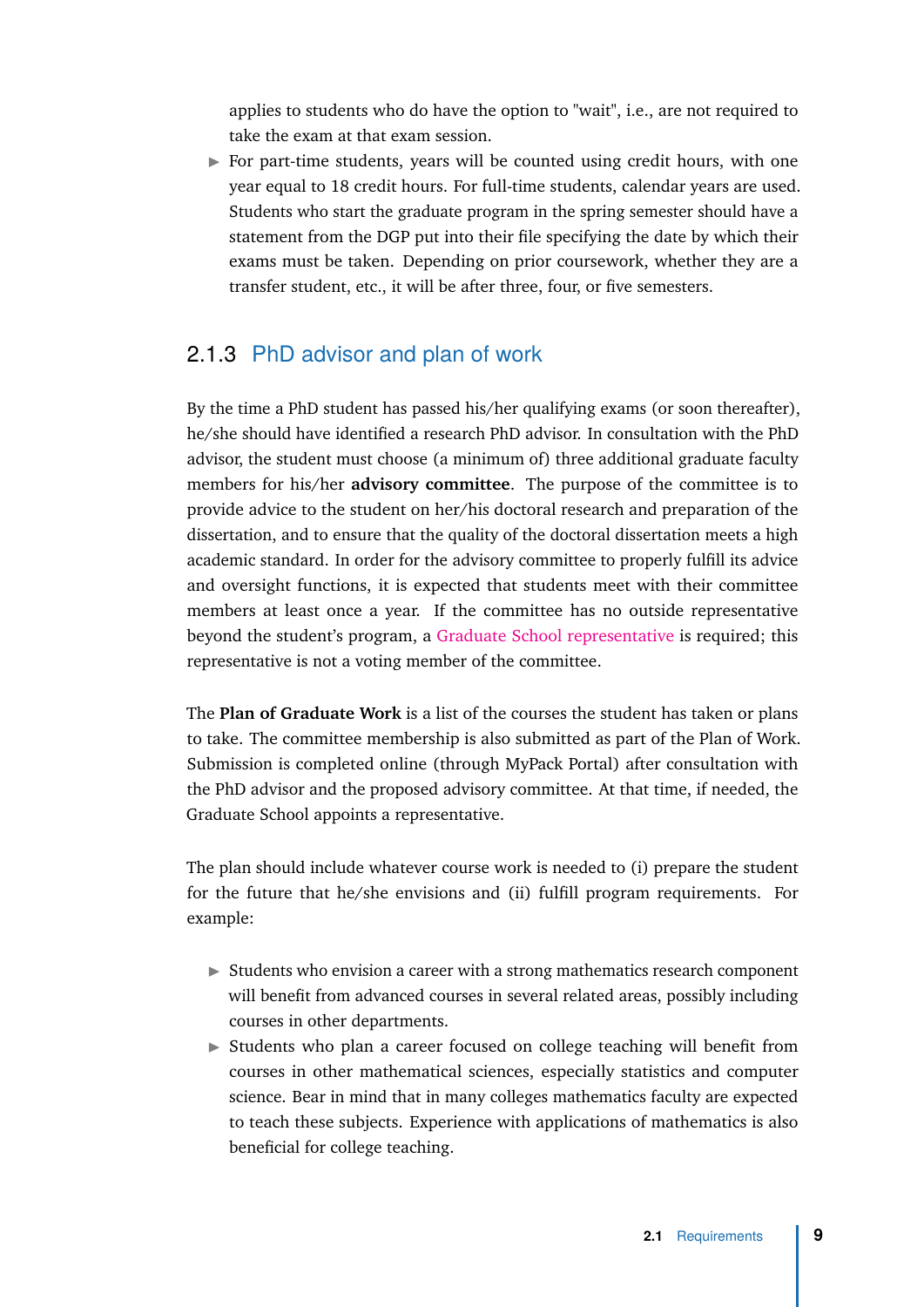applies to students who do have the option to "wait", i.e., are not required to take the exam at that exam session.

- For part-time students, years will be counted using credit hours, with one year equal to 18 credit hours. For full-time students, calendar years are used. Students who start the graduate program in the spring semester should have a statement from the DGP put into their file specifying the date by which their exams must be taken. Depending on prior coursework, whether they are a transfer student, etc., it will be after three, four, or five semesters.

### 2.1.3 PhD advisor and plan of work

By the time a PhD student has passed his/her qualifying exams (or soon thereafter), he/she should have identified a research PhD advisor. In consultation with the PhD advisor, the student must choose (a minimum of) three additional graduate faculty members for his/her **advisory committee**. The purpose of the committee is to provide advice to the student on her/his doctoral research and preparation of the dissertation, and to ensure that the quality of the doctoral dissertation meets a high academic standard. In order for the advisory committee to properly fulfill its advice and oversight functions, it is expected that students meet with their committee members at least once a year. If the committee has no outside representative beyond the student's program, a Graduate School representative is required; this representative is not a voting member of the committee.

The **Plan of Graduate Work** is a list of the courses the student has taken or plans to take. The committee membership is also submitted as part of the Plan of Work. Submission is completed online (through MyPack Portal) after consultation with the PhD advisor and the proposed advisory committee. At that time, if needed, the Graduate School appoints a representative.

The plan should include whatever course work is needed to (i) prepare the student for the future that he/she envisions and (ii) fulfill program requirements. For example:

- Students who envision a career with a strong mathematics research component will benefit from advanced courses in several related areas, possibly including courses in other departments.
- Students who plan a career focused on college teaching will benefit from courses in other mathematical sciences, especially statistics and computer science. Bear in mind that in many colleges mathematics faculty are expected to teach these subjects. Experience with applications of mathematics is also beneficial for college teaching.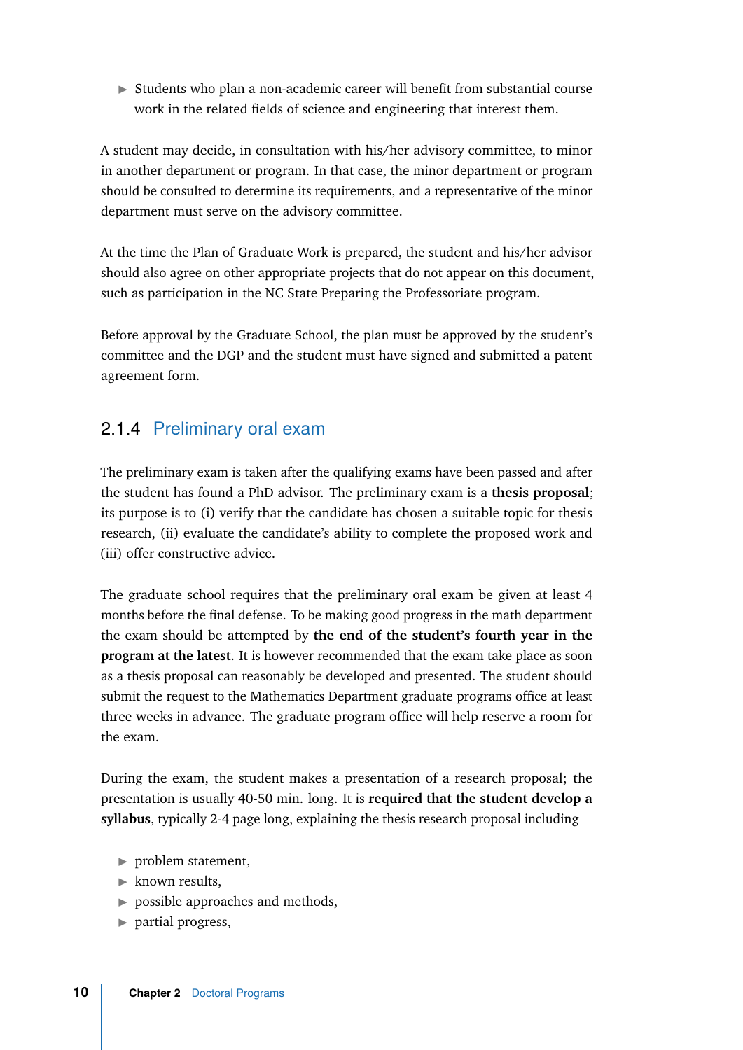- Students who plan a non-academic career will benefit from substantial course work in the related fields of science and engineering that interest them.

A student may decide, in consultation with his/her advisory committee, to minor in another department or program. In that case, the minor department or program should be consulted to determine its requirements, and a representative of the minor department must serve on the advisory committee.

At the time the Plan of Graduate Work is prepared, the student and his/her advisor should also agree on other appropriate projects that do not appear on this document, such as participation in the NC State Preparing the Professoriate program.

Before approval by the Graduate School, the plan must be approved by the student's committee and the DGP and the student must have signed and submitted a patent agreement form.

### 2.1.4 Preliminary oral exam

The preliminary exam is taken after the qualifying exams have been passed and after the student has found a PhD advisor. The preliminary exam is a **thesis proposal**; its purpose is to (i) verify that the candidate has chosen a suitable topic for thesis research, (ii) evaluate the candidate's ability to complete the proposed work and (iii) offer constructive advice.

The graduate school requires that the preliminary oral exam be given at least 4 months before the final defense. To be making good progress in the math department the exam should be attempted by **the end of the student's fourth year in the program at the latest**. It is however recommended that the exam take place as soon as a thesis proposal can reasonably be developed and presented. The student should submit the request to the Mathematics Department graduate programs office at least three weeks in advance. The graduate program office will help reserve a room for the exam.

During the exam, the student makes a presentation of a research proposal; the presentation is usually 40-50 min. long. It is **required that the student develop a syllabus**, typically 2-4 page long, explaining the thesis research proposal including

- problem statement,
- known results,
- possible approaches and methods,
- partial progress,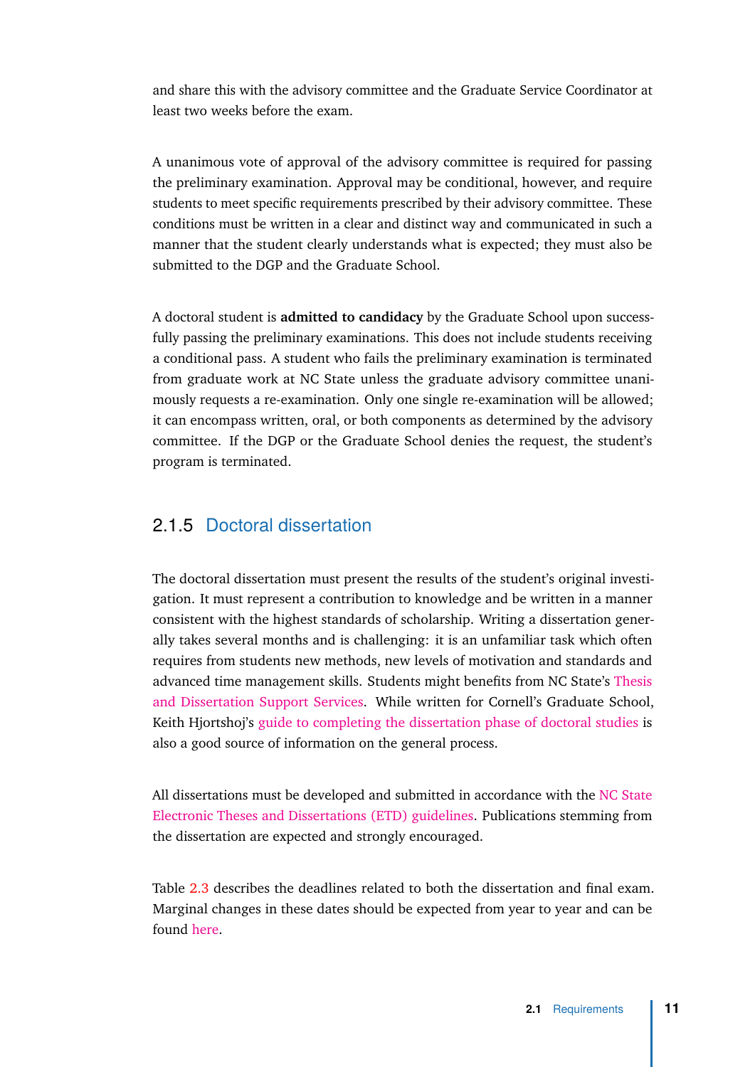and share this with the advisory committee and the Graduate Service Coordinator at least two weeks before the exam.

A unanimous vote of approval of the advisory committee is required for passing the preliminary examination. Approval may be conditional, however, and require students to meet specific requirements prescribed by their advisory committee. These conditions must be written in a clear and distinct way and communicated in such a manner that the student clearly understands what is expected; they must also be submitted to the DGP and the Graduate School.

A doctoral student is **admitted to candidacy** by the Graduate School upon successfully passing the preliminary examinations. This does not include students receiving a conditional pass. A student who fails the preliminary examination is terminated from graduate work at NC State unless the graduate advisory committee unanimously requests a re-examination. Only one single re-examination will be allowed; it can encompass written, oral, or both components as determined by the advisory committee. If the DGP or the Graduate School denies the request, the student's program is terminated.

### 2.1.5 Doctoral dissertation

The doctoral dissertation must present the results of the student's original investigation. It must represent a contribution to knowledge and be written in a manner consistent with the highest standards of scholarship. Writing a dissertation generally takes several months and is challenging: it is an unfamiliar task which often requires from students new methods, new levels of motivation and standards and advanced time management skills. Students might benefits from NC State's Thesis and Dissertation Support Services. While written for Cornell's Graduate School, Keith Hjortshoj's guide to completing the dissertation phase of doctoral studies is also a good source of information on the general process.

All dissertations must be developed and submitted in accordance with the NC State Electronic Theses and Dissertations (ETD) guidelines. Publications stemming from the dissertation are expected and strongly encouraged.

Table 2.3 describes the deadlines related to both the dissertation and final exam. Marginal changes in these dates should be expected from year to year and can be found here.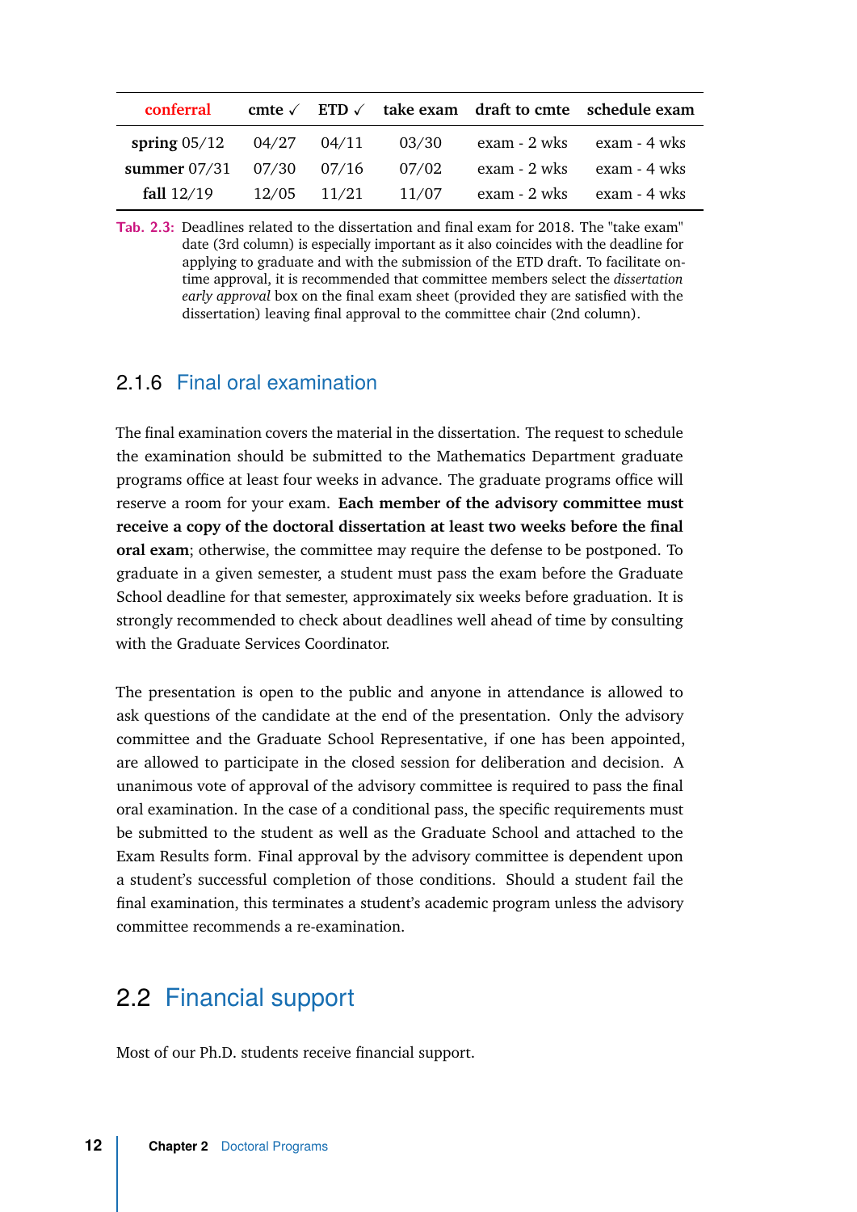| conferral | cmte ✓ | ETD ✓ | take exam | draft to cmte | schedule exam |
|---|---|---|---|---|---|
| **spring** 05/12 | 04/27 | 04/11 | 03/30 | exam - 2 wks | exam - 4 wks |
| **summer** 07/31 | 07/30 | 07/16 | 07/02 | exam - 2 wks | exam - 4 wks |
| **fall** 12/19 | 12/05 | 11/21 | 11/07 | exam - 2 wks | exam - 4 wks |

Tab. 2.3: Deadlines related to the dissertation and final exam for 2018. The "take exam" date (3rd column) is especially important as it also coincides with the deadline for applying to graduate and with the submission of the ETD draft. To facilitate on-time approval, it is recommended that committee members select the *dissertation early approval* box on the final exam sheet (provided they are satisfied with the dissertation) leaving final approval to the committee chair (2nd column).

### 2.1.6 Final oral examination

The final examination covers the material in the dissertation. The request to schedule the examination should be submitted to the Mathematics Department graduate programs office at least four weeks in advance. The graduate programs office will reserve a room for your exam. **Each member of the advisory committee must receive a copy of the doctoral dissertation at least two weeks before the final oral exam**; otherwise, the committee may require the defense to be postponed. To graduate in a given semester, a student must pass the exam before the Graduate School deadline for that semester, approximately six weeks before graduation. It is strongly recommended to check about deadlines well ahead of time by consulting with the Graduate Services Coordinator.

The presentation is open to the public and anyone in attendance is allowed to ask questions of the candidate at the end of the presentation. Only the advisory committee and the Graduate School Representative, if one has been appointed, are allowed to participate in the closed session for deliberation and decision. A unanimous vote of approval of the advisory committee is required to pass the final oral examination. In the case of a conditional pass, the specific requirements must be submitted to the student as well as the Graduate School and attached to the Exam Results form. Final approval by the advisory committee is dependent upon a student's successful completion of those conditions. Should a student fail the final examination, this terminates a student's academic program unless the advisory committee recommends a re-examination.

## 2.2 Financial support

Most of our Ph.D. students receive financial support.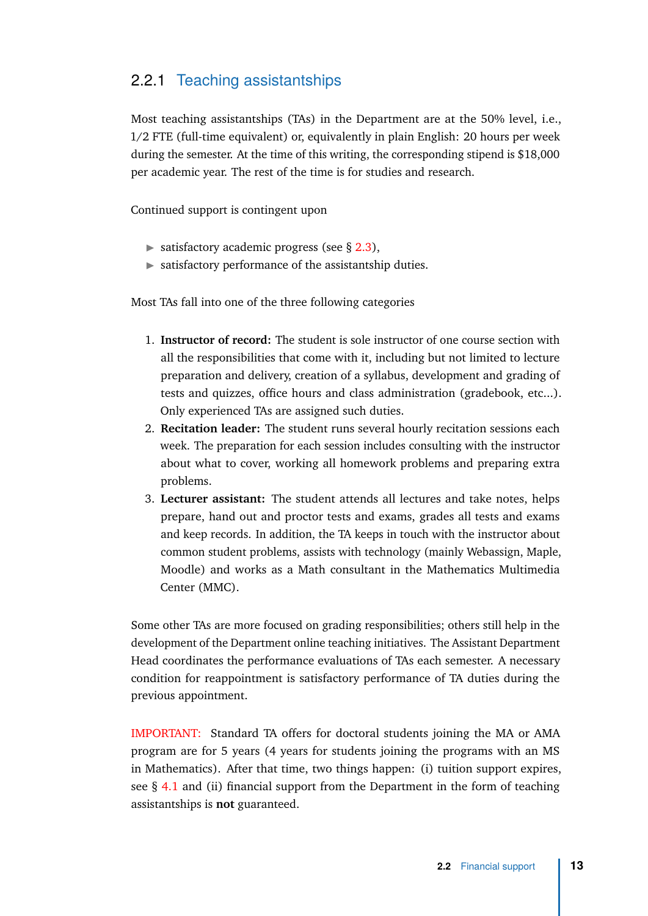### 2.2.1 Teaching assistantships

Most teaching assistantships (TAs) in the Department are at the 50% level, i.e., 1/2 FTE (full-time equivalent) or, equivalently in plain English: 20 hours per week during the semester. At the time of this writing, the corresponding stipend is $18,000 per academic year. The rest of the time is for studies and research.

Continued support is contingent upon

- satisfactory academic progress (see § 2.3),
- satisfactory performance of the assistantship duties.

Most TAs fall into one of the three following categories

1. **Instructor of record:** The student is sole instructor of one course section with all the responsibilities that come with it, including but not limited to lecture preparation and delivery, creation of a syllabus, development and grading of tests and quizzes, office hours and class administration (gradebook, etc...). Only experienced TAs are assigned such duties.
2. **Recitation leader:** The student runs several hourly recitation sessions each week. The preparation for each session includes consulting with the instructor about what to cover, working all homework problems and preparing extra problems.
3. **Lecturer assistant:** The student attends all lectures and take notes, helps prepare, hand out and proctor tests and exams, grades all tests and exams and keep records. In addition, the TA keeps in touch with the instructor about common student problems, assists with technology (mainly Webassign, Maple, Moodle) and works as a Math consultant in the Mathematics Multimedia Center (MMC).

Some other TAs are more focused on grading responsibilities; others still help in the development of the Department online teaching initiatives. The Assistant Department Head coordinates the performance evaluations of TAs each semester. A necessary condition for reappointment is satisfactory performance of TA duties during the previous appointment.

IMPORTANT: Standard TA offers for doctoral students joining the MA or AMA program are for 5 years (4 years for students joining the programs with an MS in Mathematics). After that time, two things happen: (i) tuition support expires, see § 4.1 and (ii) financial support from the Department in the form of teaching assistantships is **not** guaranteed.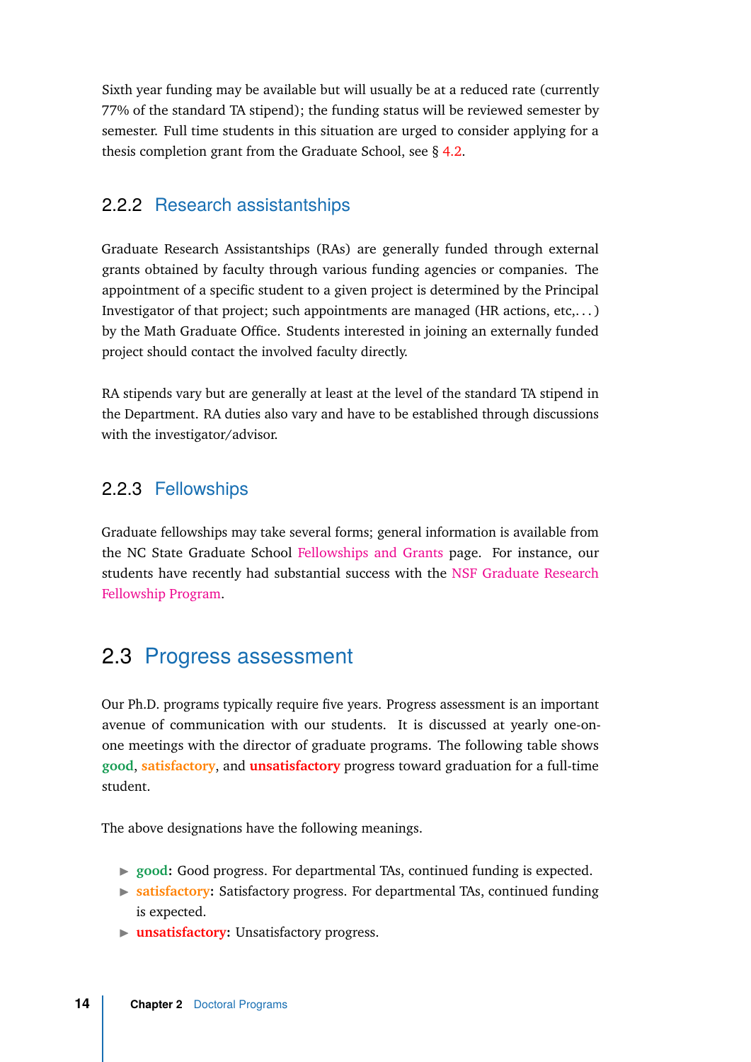Sixth year funding may be available but will usually be at a reduced rate (currently 77% of the standard TA stipend); the funding status will be reviewed semester by semester. Full time students in this situation are urged to consider applying for a thesis completion grant from the Graduate School, see § 4.2.

### 2.2.2 Research assistantships

Graduate Research Assistantships (RAs) are generally funded through external grants obtained by faculty through various funding agencies or companies. The appointment of a specific student to a given project is determined by the Principal Investigator of that project; such appointments are managed (HR actions, etc,...) by the Math Graduate Office. Students interested in joining an externally funded project should contact the involved faculty directly.

RA stipends vary but are generally at least at the level of the standard TA stipend in the Department. RA duties also vary and have to be established through discussions with the investigator/advisor.

### 2.2.3 Fellowships

Graduate fellowships may take several forms; general information is available from the NC State Graduate School Fellowships and Grants page. For instance, our students have recently had substantial success with the NSF Graduate Research Fellowship Program.

## 2.3 Progress assessment

Our Ph.D. programs typically require five years. Progress assessment is an important avenue of communication with our students. It is discussed at yearly one-on-one meetings with the director of graduate programs. The following table shows **good**, **satisfactory**, and **unsatisfactory** progress toward graduation for a full-time student.

The above designations have the following meanings.

- **good:** Good progress. For departmental TAs, continued funding is expected.
- **satisfactory:** Satisfactory progress. For departmental TAs, continued funding is expected.
- **unsatisfactory:** Unsatisfactory progress.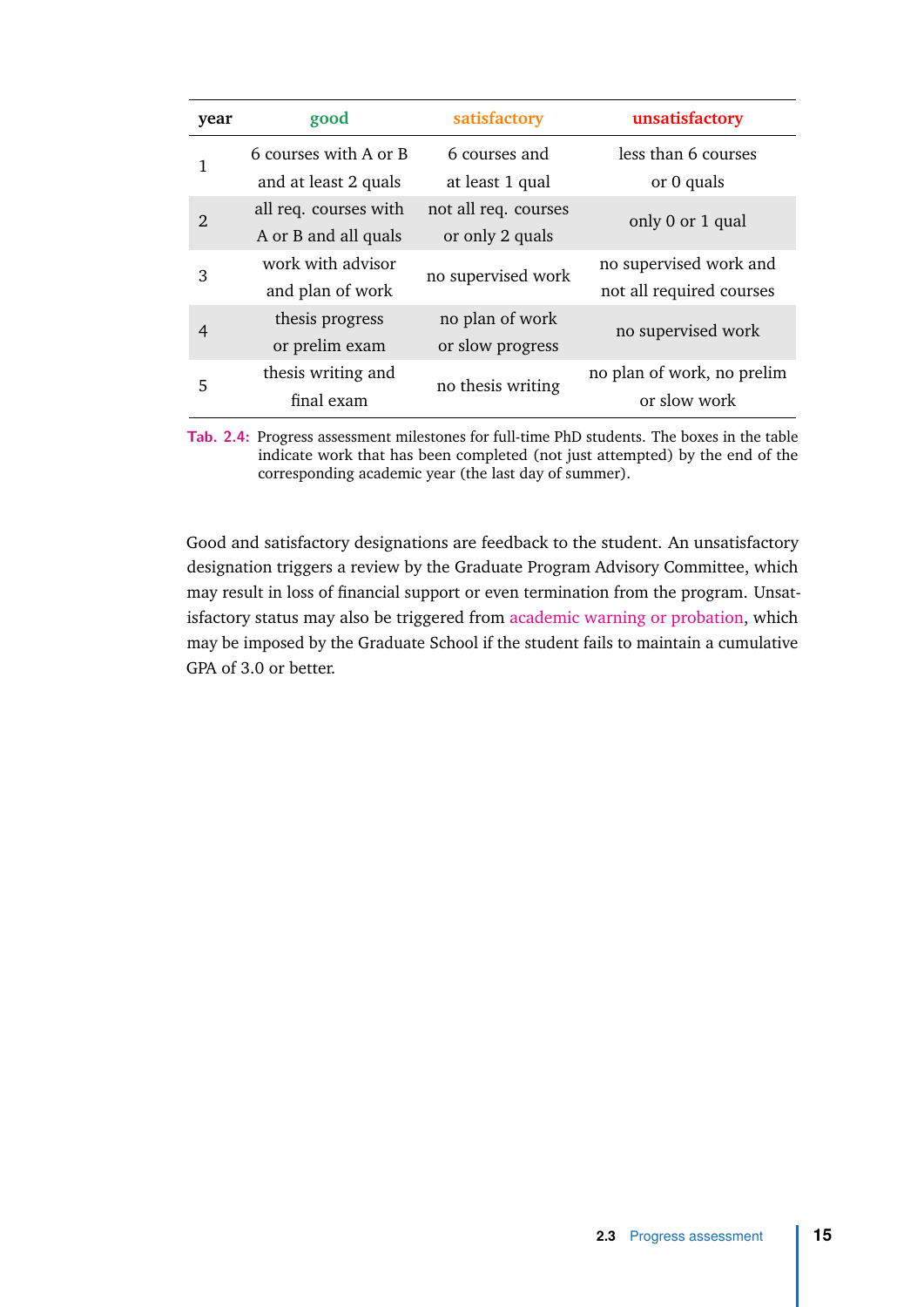| year | good | satisfactory | unsatisfactory |
|---|---|---|---|
| 1 | 6 courses with A or B and at least 2 quals | 6 courses and at least 1 qual | less than 6 courses or 0 quals |
| 2 | all req. courses with A or B and all quals | not all req. courses or only 2 quals | only 0 or 1 qual |
| 3 | work with advisor and plan of work | no supervised work | no supervised work and not all required courses |
| 4 | thesis progress or prelim exam | no plan of work or slow progress | no supervised work |
| 5 | thesis writing and final exam | no thesis writing | no plan of work, no prelim or slow work |

Tab. 2.4: Progress assessment milestones for full-time PhD students. The boxes in the table indicate work that has been completed (not just attempted) by the end of the corresponding academic year (the last day of summer).

Good and satisfactory designations are feedback to the student. An unsatisfactory designation triggers a review by the Graduate Program Advisory Committee, which may result in loss of financial support or even termination from the program. Unsatisfactory status may also be triggered from academic warning or probation, which may be imposed by the Graduate School if the student fails to maintain a cumulative GPA of 3.0 or better.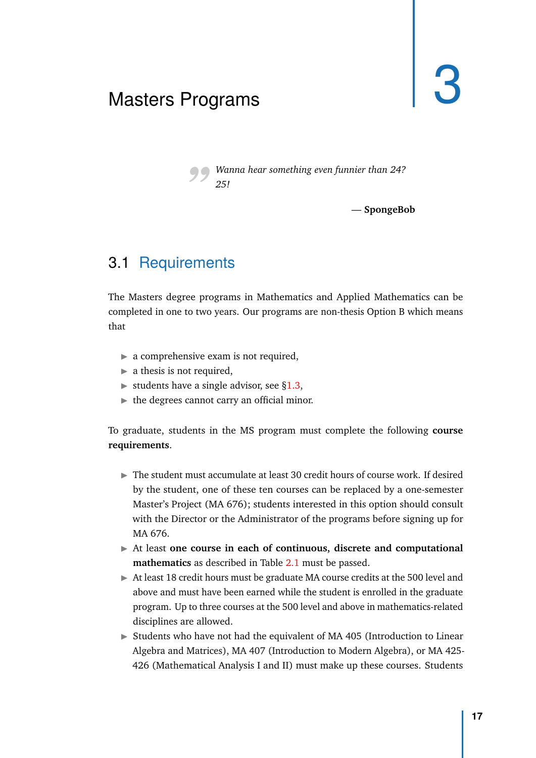# 3 Masters Programs

> *Wanna hear something even funnier than 24? 25!*
>
> — **SpongeBob**

## 3.1 Requirements

The Masters degree programs in Mathematics and Applied Mathematics can be completed in one to two years. Our programs are non-thesis Option B which means that

- a comprehensive exam is not required,
- a thesis is not required,
- students have a single advisor, see §1.3,
- the degrees cannot carry an official minor.

To graduate, students in the MS program must complete the following **course requirements**.

- The student must accumulate at least 30 credit hours of course work. If desired by the student, one of these ten courses can be replaced by a one-semester Master's Project (MA 676); students interested in this option should consult with the Director or the Administrator of the programs before signing up for MA 676.
- At least **one course in each of continuous, discrete and computational mathematics** as described in Table 2.1 must be passed.
- At least 18 credit hours must be graduate MA course credits at the 500 level and above and must have been earned while the student is enrolled in the graduate program. Up to three courses at the 500 level and above in mathematics-related disciplines are allowed.
- Students who have not had the equivalent of MA 405 (Introduction to Linear Algebra and Matrices), MA 407 (Introduction to Modern Algebra), or MA 425-426 (Mathematical Analysis I and II) must make up these courses. Students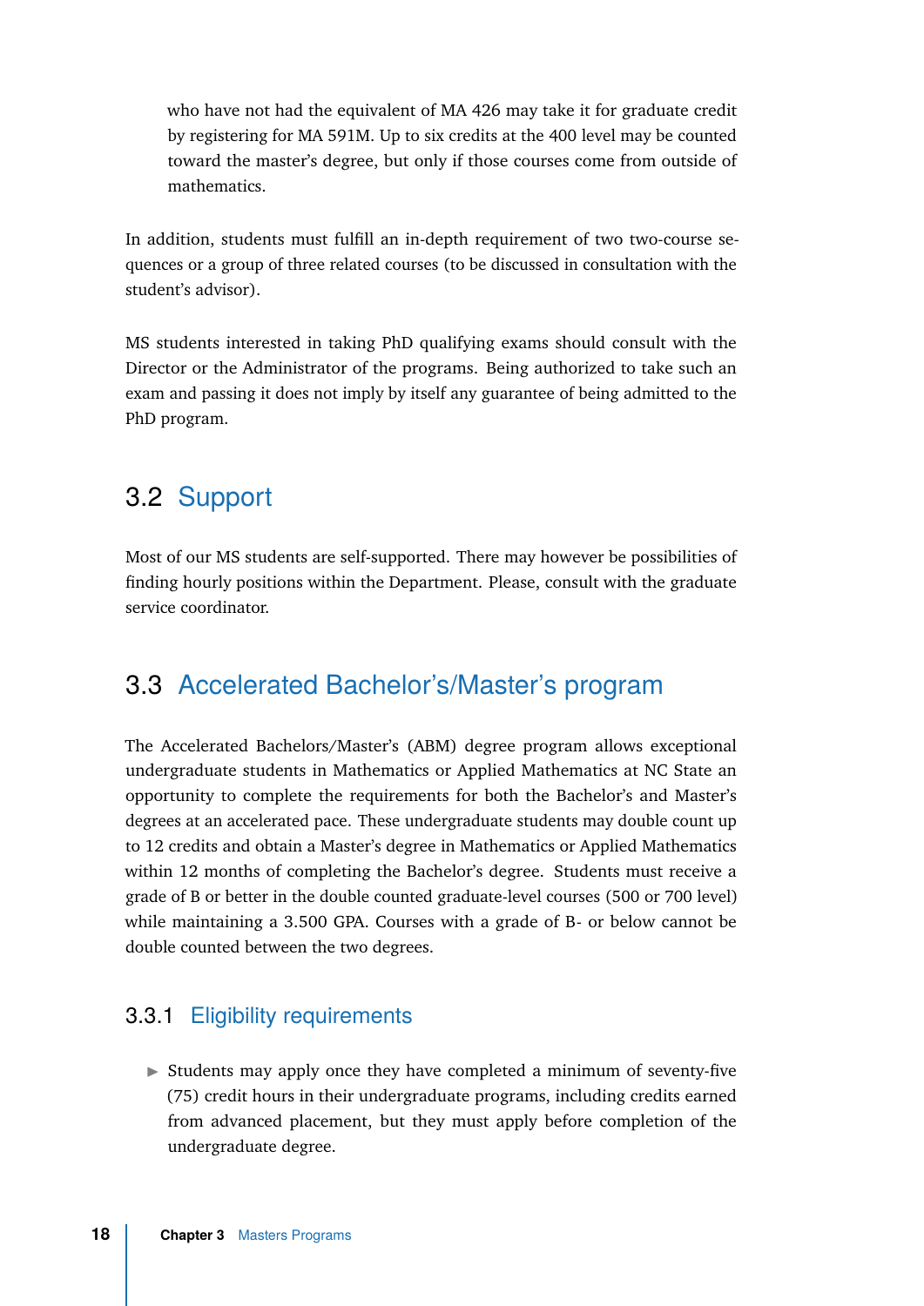who have not had the equivalent of MA 426 may take it for graduate credit by registering for MA 591M. Up to six credits at the 400 level may be counted toward the master's degree, but only if those courses come from outside of mathematics.

In addition, students must fulfill an in-depth requirement of two two-course sequences or a group of three related courses (to be discussed in consultation with the student's advisor).

MS students interested in taking PhD qualifying exams should consult with the Director or the Administrator of the programs. Being authorized to take such an exam and passing it does not imply by itself any guarantee of being admitted to the PhD program.

## 3.2 Support

Most of our MS students are self-supported. There may however be possibilities of finding hourly positions within the Department. Please, consult with the graduate service coordinator.

## 3.3 Accelerated Bachelor's/Master's program

The Accelerated Bachelors/Master's (ABM) degree program allows exceptional undergraduate students in Mathematics or Applied Mathematics at NC State an opportunity to complete the requirements for both the Bachelor's and Master's degrees at an accelerated pace. These undergraduate students may double count up to 12 credits and obtain a Master's degree in Mathematics or Applied Mathematics within 12 months of completing the Bachelor's degree. Students must receive a grade of B or better in the double counted graduate-level courses (500 or 700 level) while maintaining a 3.500 GPA. Courses with a grade of B- or below cannot be double counted between the two degrees.

### 3.3.1 Eligibility requirements

- Students may apply once they have completed a minimum of seventy-five (75) credit hours in their undergraduate programs, including credits earned from advanced placement, but they must apply before completion of the undergraduate degree.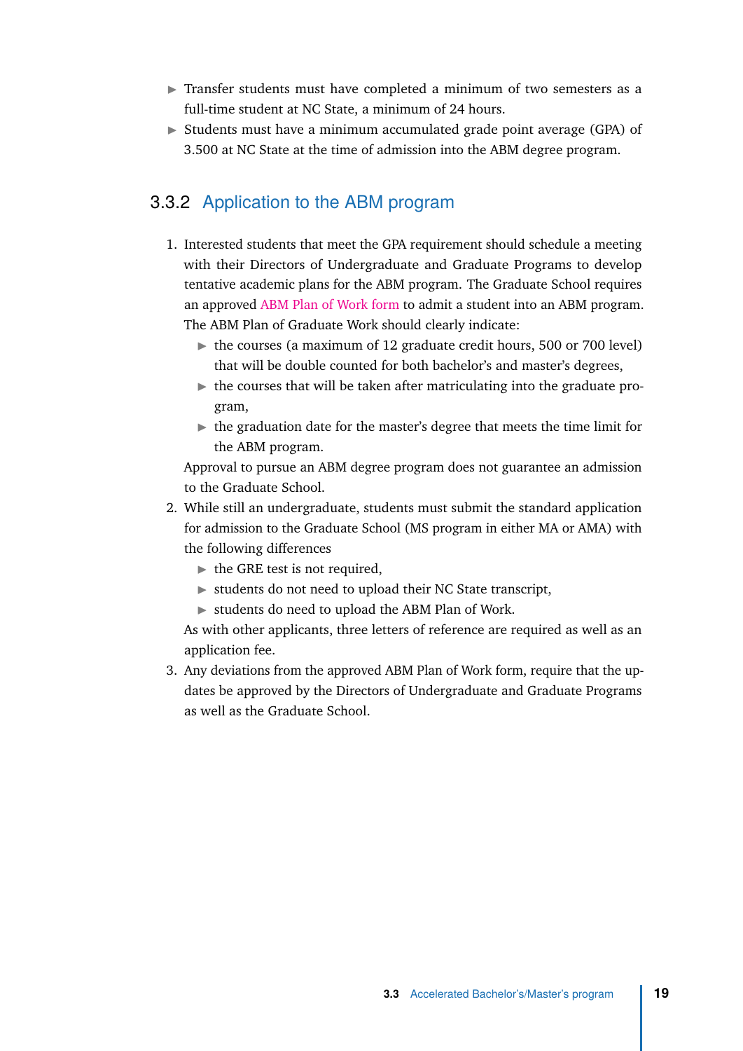- Transfer students must have completed a minimum of two semesters as a full-time student at NC State, a minimum of 24 hours.
- Students must have a minimum accumulated grade point average (GPA) of 3.500 at NC State at the time of admission into the ABM degree program.

### 3.3.2 Application to the ABM program

1. Interested students that meet the GPA requirement should schedule a meeting with their Directors of Undergraduate and Graduate Programs to develop tentative academic plans for the ABM program. The Graduate School requires an approved ABM Plan of Work form to admit a student into an ABM program. The ABM Plan of Graduate Work should clearly indicate:
   - the courses (a maximum of 12 graduate credit hours, 500 or 700 level) that will be double counted for both bachelor's and master's degrees,
   - the courses that will be taken after matriculating into the graduate program,
   - the graduation date for the master's degree that meets the time limit for the ABM program.

   Approval to pursue an ABM degree program does not guarantee an admission to the Graduate School.
2. While still an undergraduate, students must submit the standard application for admission to the Graduate School (MS program in either MA or AMA) with the following differences
   - the GRE test is not required,
   - students do not need to upload their NC State transcript,
   - students do need to upload the ABM Plan of Work.

   As with other applicants, three letters of reference are required as well as an application fee.
3. Any deviations from the approved ABM Plan of Work form, require that the updates be approved by the Directors of Undergraduate and Graduate Programs as well as the Graduate School.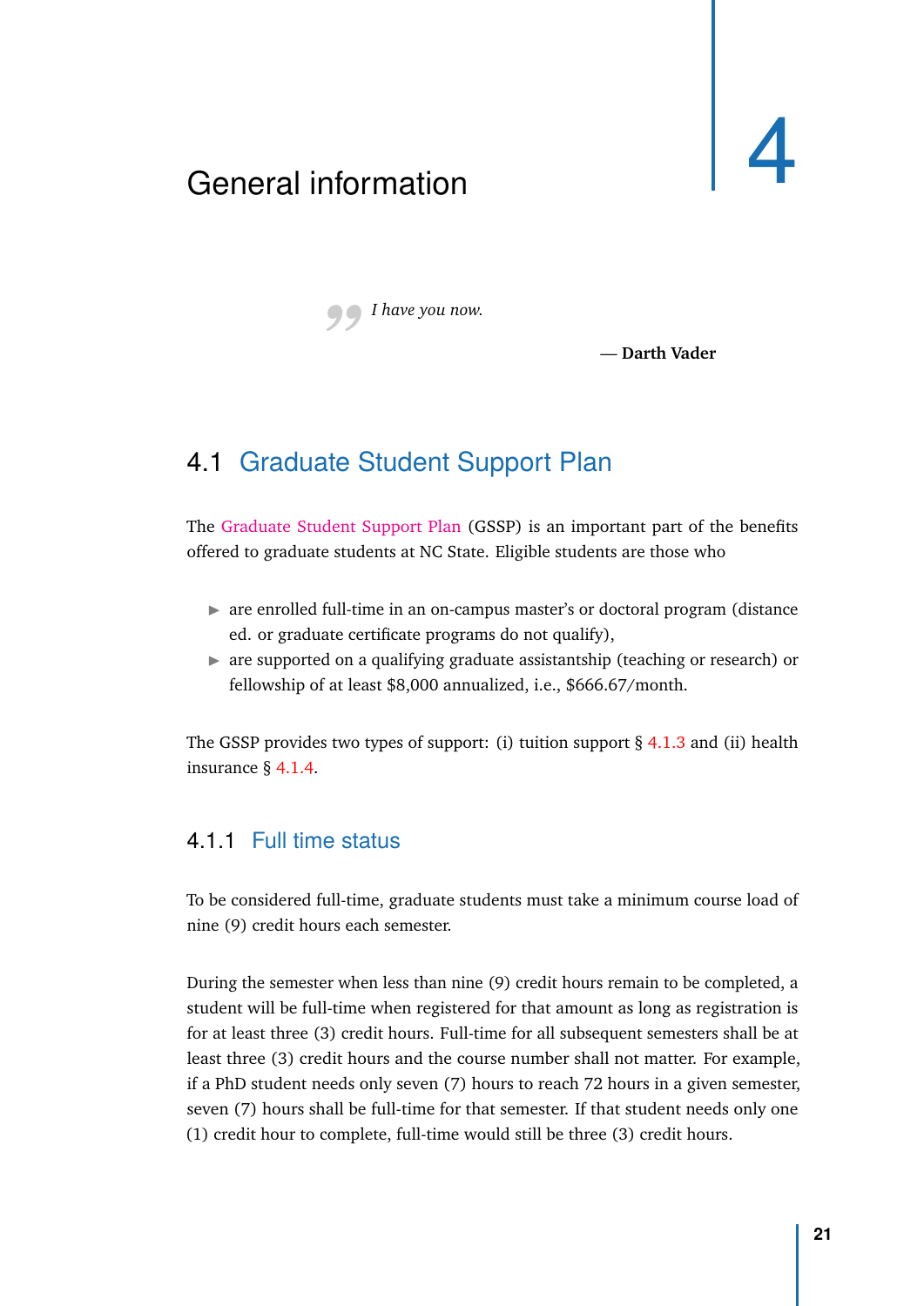# 4 General information

> *I have you now.*
>
> — **Darth Vader**

## 4.1 Graduate Student Support Plan

The Graduate Student Support Plan (GSSP) is an important part of the benefits offered to graduate students at NC State. Eligible students are those who

- are enrolled full-time in an on-campus master's or doctoral program (distance ed. or graduate certificate programs do not qualify),
- are supported on a qualifying graduate assistantship (teaching or research) or fellowship of at least $8,000 annualized, i.e., $666.67/month.

The GSSP provides two types of support: (i) tuition support § 4.1.3 and (ii) health insurance § 4.1.4.

### 4.1.1 Full time status

To be considered full-time, graduate students must take a minimum course load of nine (9) credit hours each semester.

During the semester when less than nine (9) credit hours remain to be completed, a student will be full-time when registered for that amount as long as registration is for at least three (3) credit hours. Full-time for all subsequent semesters shall be at least three (3) credit hours and the course number shall not matter. For example, if a PhD student needs only seven (7) hours to reach 72 hours in a given semester, seven (7) hours shall be full-time for that semester. If that student needs only one (1) credit hour to complete, full-time would still be three (3) credit hours.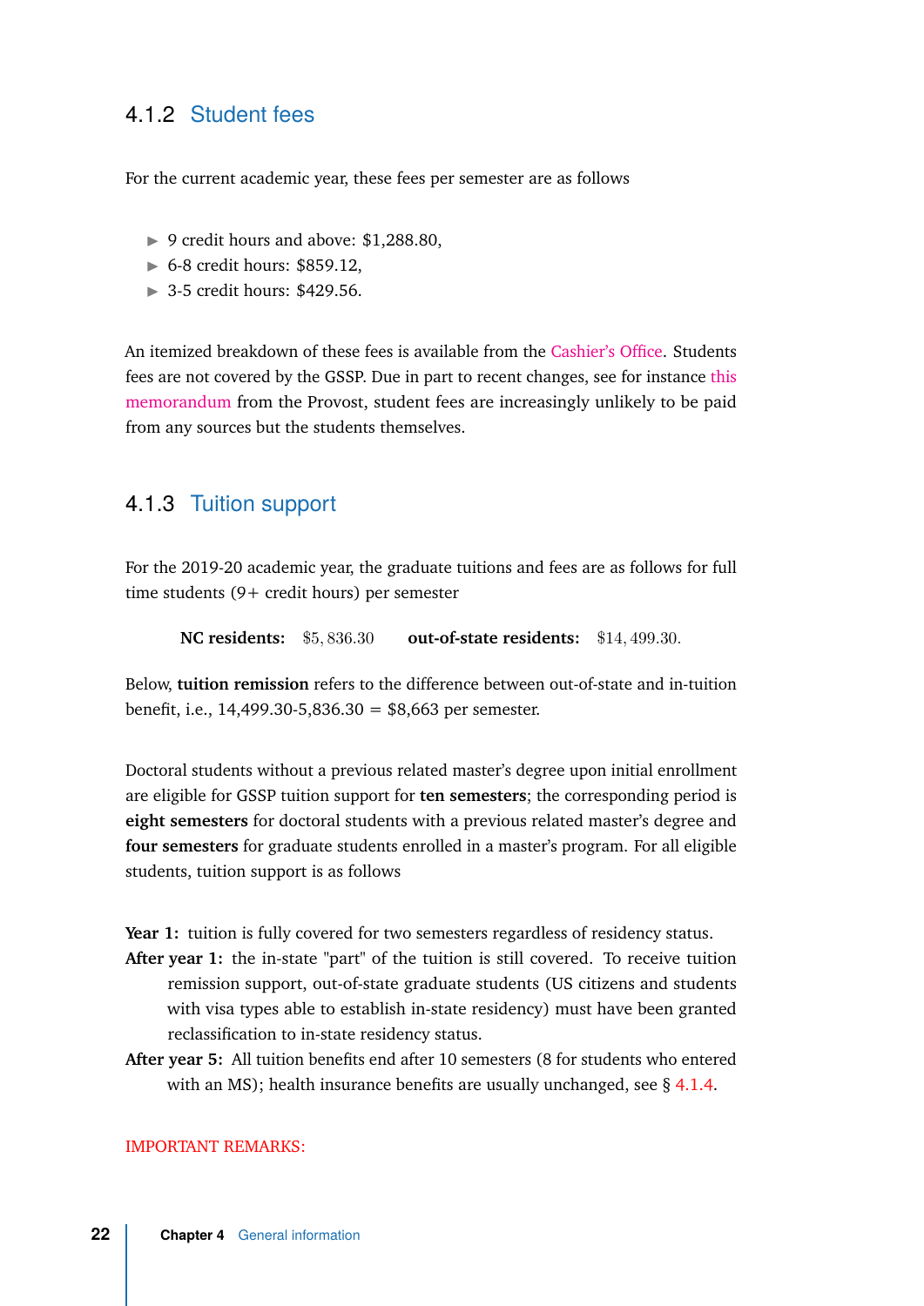### 4.1.2 Student fees

For the current academic year, these fees per semester are as follows

- 9 credit hours and above: $1,288.80,
- 6-8 credit hours: $859.12,
- 3-5 credit hours: $429.56.

An itemized breakdown of these fees is available from the Cashier's Office. Students fees are not covered by the GSSP. Due in part to recent changes, see for instance this memorandum from the Provost, student fees are increasingly unlikely to be paid from any sources but the students themselves.

### 4.1.3 Tuition support

For the 2019-20 academic year, the graduate tuitions and fees are as follows for full time students (9+ credit hours) per semester

**NC residents:** $\$5,836.30$  **out-of-state residents:** $\$14,499.30$.

Below, **tuition remission** refers to the difference between out-of-state and in-tuition benefit, i.e., 14,499.30-5,836.30 = $8,663 per semester.

Doctoral students without a previous related master's degree upon initial enrollment are eligible for GSSP tuition support for **ten semesters**; the corresponding period is **eight semesters** for doctoral students with a previous related master's degree and **four semesters** for graduate students enrolled in a master's program. For all eligible students, tuition support is as follows

**Year 1:** tuition is fully covered for two semesters regardless of residency status.

**After year 1:** the in-state "part" of the tuition is still covered. To receive tuition remission support, out-of-state graduate students (US citizens and students with visa types able to establish in-state residency) must have been granted reclassification to in-state residency status.

**After year 5:** All tuition benefits end after 10 semesters (8 for students who entered with an MS); health insurance benefits are usually unchanged, see § 4.1.4.

IMPORTANT REMARKS: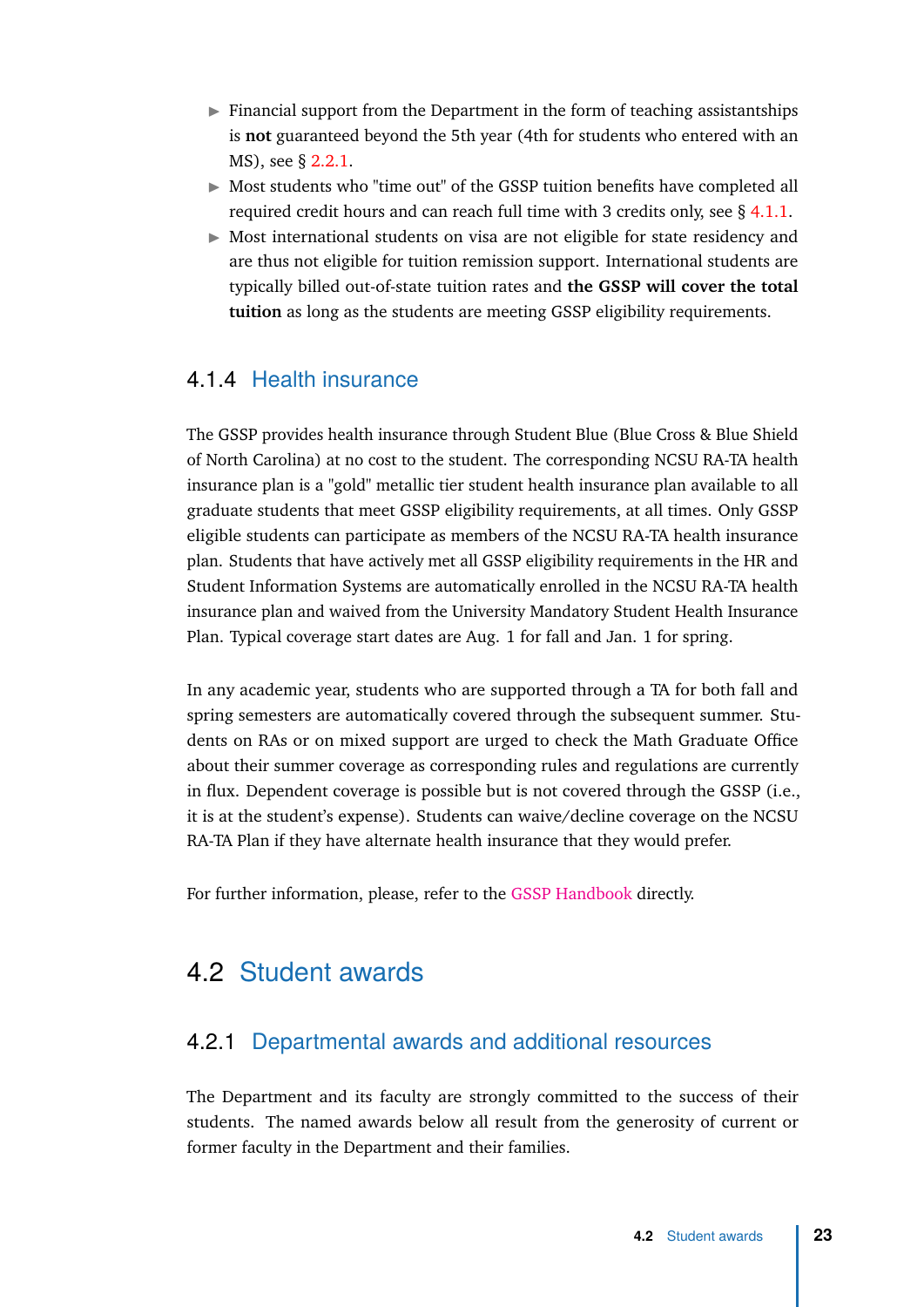- Financial support from the Department in the form of teaching assistantships is **not** guaranteed beyond the 5th year (4th for students who entered with an MS), see § 2.2.1.
- Most students who "time out" of the GSSP tuition benefits have completed all required credit hours and can reach full time with 3 credits only, see § 4.1.1.
- Most international students on visa are not eligible for state residency and are thus not eligible for tuition remission support. International students are typically billed out-of-state tuition rates and **the GSSP will cover the total tuition** as long as the students are meeting GSSP eligibility requirements.

### 4.1.4 Health insurance

The GSSP provides health insurance through Student Blue (Blue Cross & Blue Shield of North Carolina) at no cost to the student. The corresponding NCSU RA-TA health insurance plan is a "gold" metallic tier student health insurance plan available to all graduate students that meet GSSP eligibility requirements, at all times. Only GSSP eligible students can participate as members of the NCSU RA-TA health insurance plan. Students that have actively met all GSSP eligibility requirements in the HR and Student Information Systems are automatically enrolled in the NCSU RA-TA health insurance plan and waived from the University Mandatory Student Health Insurance Plan. Typical coverage start dates are Aug. 1 for fall and Jan. 1 for spring.

In any academic year, students who are supported through a TA for both fall and spring semesters are automatically covered through the subsequent summer. Students on RAs or on mixed support are urged to check the Math Graduate Office about their summer coverage as corresponding rules and regulations are currently in flux. Dependent coverage is possible but is not covered through the GSSP (i.e., it is at the student's expense). Students can waive/decline coverage on the NCSU RA-TA Plan if they have alternate health insurance that they would prefer.

For further information, please, refer to the GSSP Handbook directly.

## 4.2 Student awards

### 4.2.1 Departmental awards and additional resources

The Department and its faculty are strongly committed to the success of their students. The named awards below all result from the generosity of current or former faculty in the Department and their families.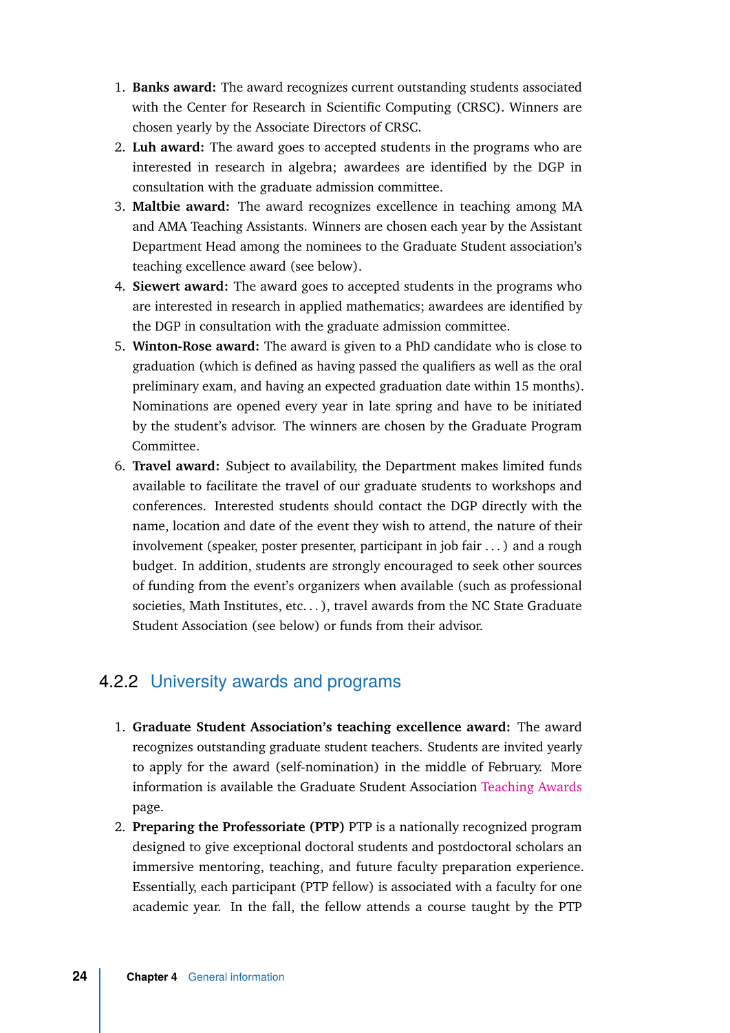1. **Banks award:** The award recognizes current outstanding students associated with the Center for Research in Scientific Computing (CRSC). Winners are chosen yearly by the Associate Directors of CRSC.
2. **Luh award:** The award goes to accepted students in the programs who are interested in research in algebra; awardees are identified by the DGP in consultation with the graduate admission committee.
3. **Maltbie award:** The award recognizes excellence in teaching among MA and AMA Teaching Assistants. Winners are chosen each year by the Assistant Department Head among the nominees to the Graduate Student association's teaching excellence award (see below).
4. **Siewert award:** The award goes to accepted students in the programs who are interested in research in applied mathematics; awardees are identified by the DGP in consultation with the graduate admission committee.
5. **Winton-Rose award:** The award is given to a PhD candidate who is close to graduation (which is defined as having passed the qualifiers as well as the oral preliminary exam, and having an expected graduation date within 15 months). Nominations are opened every year in late spring and have to be initiated by the student's advisor. The winners are chosen by the Graduate Program Committee.
6. **Travel award:** Subject to availability, the Department makes limited funds available to facilitate the travel of our graduate students to workshops and conferences. Interested students should contact the DGP directly with the name, location and date of the event they wish to attend, the nature of their involvement (speaker, poster presenter, participant in job fair ...) and a rough budget. In addition, students are strongly encouraged to seek other sources of funding from the event's organizers when available (such as professional societies, Math Institutes, etc...), travel awards from the NC State Graduate Student Association (see below) or funds from their advisor.

### 4.2.2 University awards and programs

1. **Graduate Student Association's teaching excellence award:** The award recognizes outstanding graduate student teachers. Students are invited yearly to apply for the award (self-nomination) in the middle of February. More information is available the Graduate Student Association Teaching Awards page.
2. **Preparing the Professoriate (PTP)** PTP is a nationally recognized program designed to give exceptional doctoral students and postdoctoral scholars an immersive mentoring, teaching, and future faculty preparation experience. Essentially, each participant (PTP fellow) is associated with a faculty for one academic year. In the fall, the fellow attends a course taught by the PTP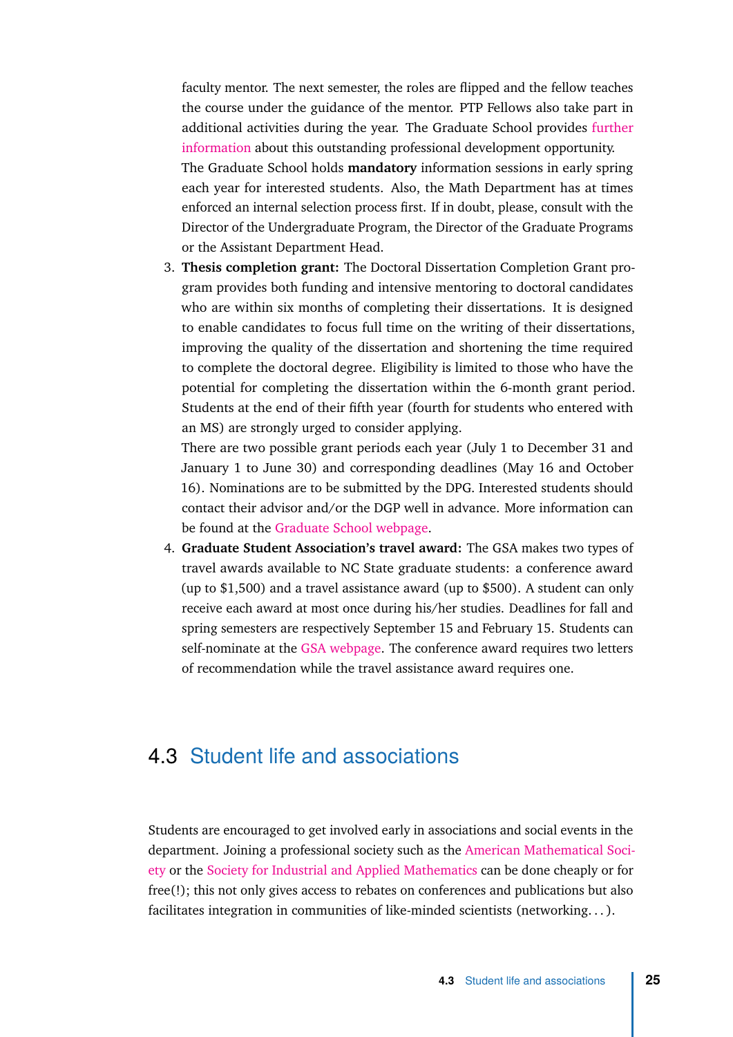faculty mentor. The next semester, the roles are flipped and the fellow teaches the course under the guidance of the mentor. PTP Fellows also take part in additional activities during the year. The Graduate School provides further information about this outstanding professional development opportunity.

   The Graduate School holds **mandatory** information sessions in early spring each year for interested students. Also, the Math Department has at times enforced an internal selection process first. If in doubt, please, consult with the Director of the Undergraduate Program, the Director of the Graduate Programs or the Assistant Department Head.

3. **Thesis completion grant:** The Doctoral Dissertation Completion Grant program provides both funding and intensive mentoring to doctoral candidates who are within six months of completing their dissertations. It is designed to enable candidates to focus full time on the writing of their dissertations, improving the quality of the dissertation and shortening the time required to complete the doctoral degree. Eligibility is limited to those who have the potential for completing the dissertation within the 6-month grant period. Students at the end of their fifth year (fourth for students who entered with an MS) are strongly urged to consider applying.

   There are two possible grant periods each year (July 1 to December 31 and January 1 to June 30) and corresponding deadlines (May 16 and October 16). Nominations are to be submitted by the DPG. Interested students should contact their advisor and/or the DGP well in advance. More information can be found at the Graduate School webpage.

4. **Graduate Student Association's travel award:** The GSA makes two types of travel awards available to NC State graduate students: a conference award (up to $1,500) and a travel assistance award (up to $500). A student can only receive each award at most once during his/her studies. Deadlines for fall and spring semesters are respectively September 15 and February 15. Students can self-nominate at the GSA webpage. The conference award requires two letters of recommendation while the travel assistance award requires one.

## 4.3 Student life and associations

Students are encouraged to get involved early in associations and social events in the department. Joining a professional society such as the American Mathematical Society or the Society for Industrial and Applied Mathematics can be done cheaply or for free(!); this not only gives access to rebates on conferences and publications but also facilitates integration in communities of like-minded scientists (networking...).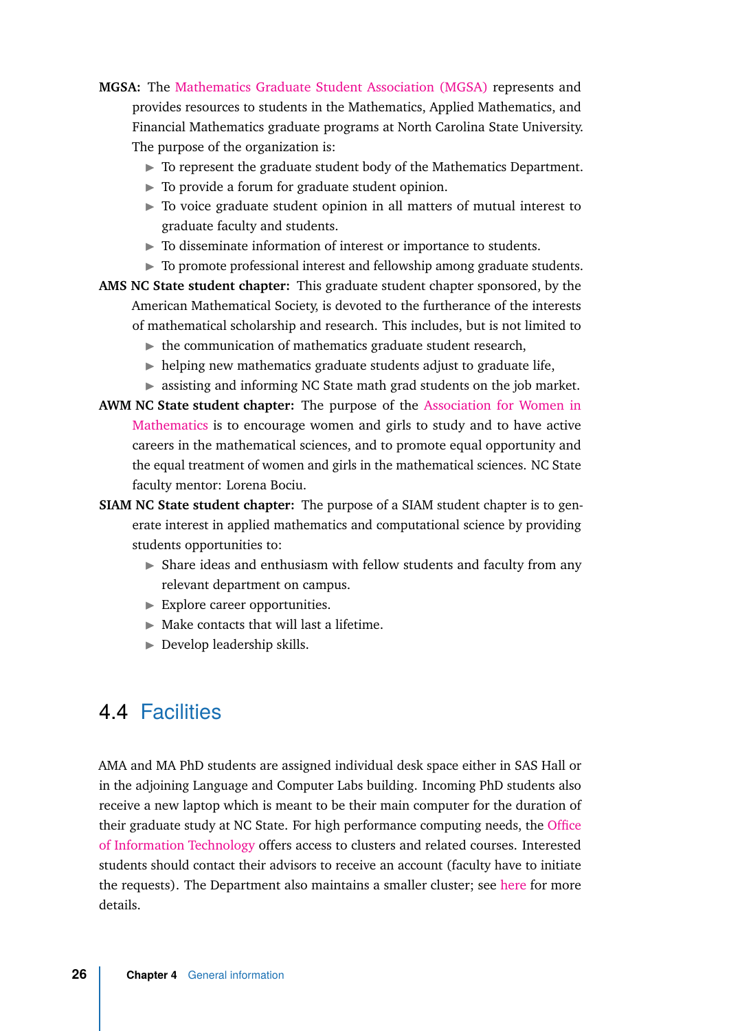**MGSA:** The Mathematics Graduate Student Association (MGSA) represents and provides resources to students in the Mathematics, Applied Mathematics, and Financial Mathematics graduate programs at North Carolina State University. The purpose of the organization is:

- To represent the graduate student body of the Mathematics Department.
- To provide a forum for graduate student opinion.
- To voice graduate student opinion in all matters of mutual interest to graduate faculty and students.
- To disseminate information of interest or importance to students.
- To promote professional interest and fellowship among graduate students.

**AMS NC State student chapter:** This graduate student chapter sponsored, by the American Mathematical Society, is devoted to the furtherance of the interests of mathematical scholarship and research. This includes, but is not limited to

- the communication of mathematics graduate student research,
- helping new mathematics graduate students adjust to graduate life,
- assisting and informing NC State math grad students on the job market.

**AWM NC State student chapter:** The purpose of the Association for Women in Mathematics is to encourage women and girls to study and to have active careers in the mathematical sciences, and to promote equal opportunity and the equal treatment of women and girls in the mathematical sciences. NC State faculty mentor: Lorena Bociu.

**SIAM NC State student chapter:** The purpose of a SIAM student chapter is to generate interest in applied mathematics and computational science by providing students opportunities to:

- Share ideas and enthusiasm with fellow students and faculty from any relevant department on campus.
- Explore career opportunities.
- Make contacts that will last a lifetime.
- Develop leadership skills.

## 4.4 Facilities

AMA and MA PhD students are assigned individual desk space either in SAS Hall or in the adjoining Language and Computer Labs building. Incoming PhD students also receive a new laptop which is meant to be their main computer for the duration of their graduate study at NC State. For high performance computing needs, the Office of Information Technology offers access to clusters and related courses. Interested students should contact their advisors to receive an account (faculty have to initiate the requests). The Department also maintains a smaller cluster; see here for more details.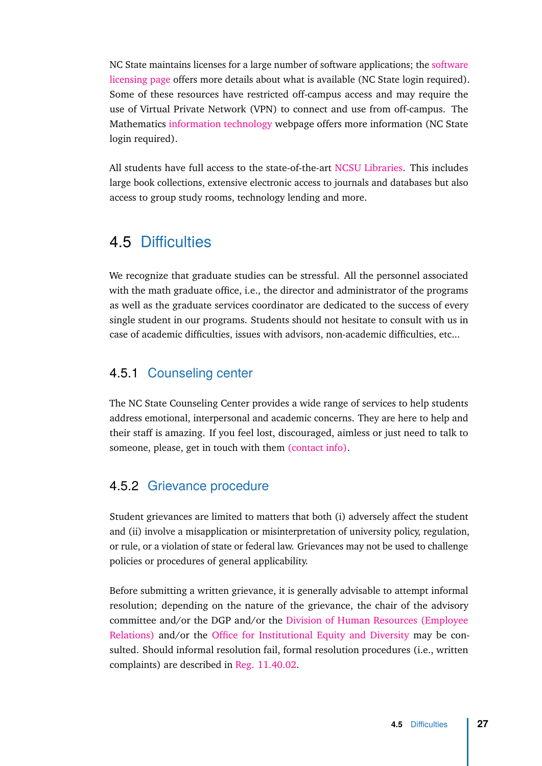NC State maintains licenses for a large number of software applications; the software licensing page offers more details about what is available (NC State login required). Some of these resources have restricted off-campus access and may require the use of Virtual Private Network (VPN) to connect and use from off-campus. The Mathematics information technology webpage offers more information (NC State login required).

All students have full access to the state-of-the-art NCSU Libraries. This includes large book collections, extensive electronic access to journals and databases but also access to group study rooms, technology lending and more.

## 4.5 Difficulties

We recognize that graduate studies can be stressful. All the personnel associated with the math graduate office, i.e., the director and administrator of the programs as well as the graduate services coordinator are dedicated to the success of every single student in our programs. Students should not hesitate to consult with us in case of academic difficulties, issues with advisors, non-academic difficulties, etc...

### 4.5.1 Counseling center

The NC State Counseling Center provides a wide range of services to help students address emotional, interpersonal and academic concerns. They are here to help and their staff is amazing. If you feel lost, discouraged, aimless or just need to talk to someone, please, get in touch with them (contact info).

### 4.5.2 Grievance procedure

Student grievances are limited to matters that both (i) adversely affect the student and (ii) involve a misapplication or misinterpretation of university policy, regulation, or rule, or a violation of state or federal law. Grievances may not be used to challenge policies or procedures of general applicability.

Before submitting a written grievance, it is generally advisable to attempt informal resolution; depending on the nature of the grievance, the chair of the advisory committee and/or the DGP and/or the Division of Human Resources (Employee Relations) and/or the Office for Institutional Equity and Diversity may be consulted. Should informal resolution fail, formal resolution procedures (i.e., written complaints) are described in Reg. 11.40.02.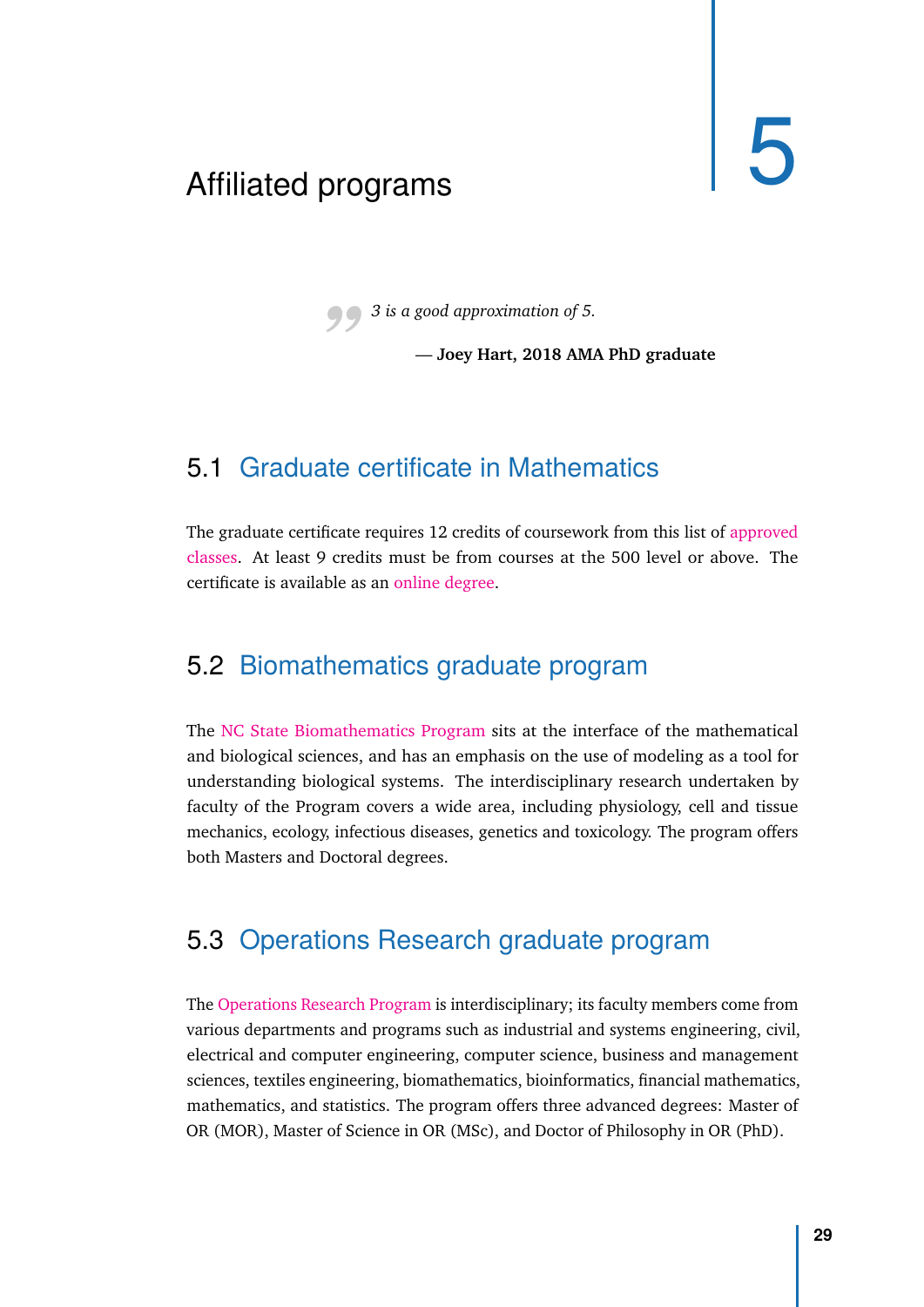# 5 Affiliated programs

> *3 is a good approximation of 5.*
>
> **— Joey Hart, 2018 AMA PhD graduate**

## 5.1 Graduate certificate in Mathematics

The graduate certificate requires 12 credits of coursework from this list of approved classes. At least 9 credits must be from courses at the 500 level or above. The certificate is available as an online degree.

## 5.2 Biomathematics graduate program

The NC State Biomathematics Program sits at the interface of the mathematical and biological sciences, and has an emphasis on the use of modeling as a tool for understanding biological systems. The interdisciplinary research undertaken by faculty of the Program covers a wide area, including physiology, cell and tissue mechanics, ecology, infectious diseases, genetics and toxicology. The program offers both Masters and Doctoral degrees.

## 5.3 Operations Research graduate program

The Operations Research Program is interdisciplinary; its faculty members come from various departments and programs such as industrial and systems engineering, civil, electrical and computer engineering, computer science, business and management sciences, textiles engineering, biomathematics, bioinformatics, financial mathematics, mathematics, and statistics. The program offers three advanced degrees: Master of OR (MOR), Master of Science in OR (MSc), and Doctor of Philosophy in OR (PhD).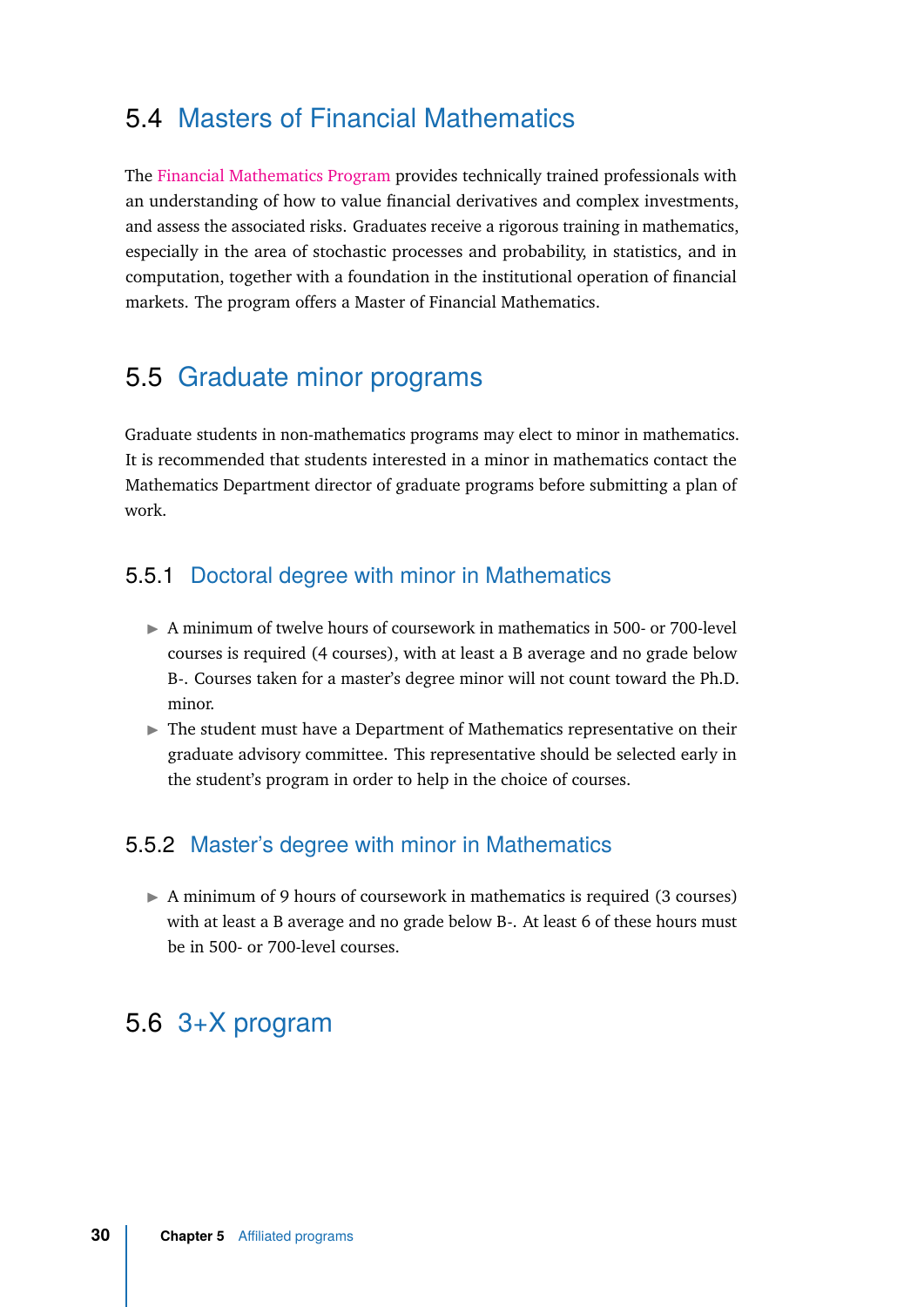## 5.4 Masters of Financial Mathematics

The Financial Mathematics Program provides technically trained professionals with an understanding of how to value financial derivatives and complex investments, and assess the associated risks. Graduates receive a rigorous training in mathematics, especially in the area of stochastic processes and probability, in statistics, and in computation, together with a foundation in the institutional operation of financial markets. The program offers a Master of Financial Mathematics.

## 5.5 Graduate minor programs

Graduate students in non-mathematics programs may elect to minor in mathematics. It is recommended that students interested in a minor in mathematics contact the Mathematics Department director of graduate programs before submitting a plan of work.

### 5.5.1 Doctoral degree with minor in Mathematics

- A minimum of twelve hours of coursework in mathematics in 500- or 700-level courses is required (4 courses), with at least a B average and no grade below B-. Courses taken for a master's degree minor will not count toward the Ph.D. minor.
- The student must have a Department of Mathematics representative on their graduate advisory committee. This representative should be selected early in the student's program in order to help in the choice of courses.

### 5.5.2 Master's degree with minor in Mathematics

- A minimum of 9 hours of coursework in mathematics is required (3 courses) with at least a B average and no grade below B-. At least 6 of these hours must be in 500- or 700-level courses.

## 5.6 3+X program